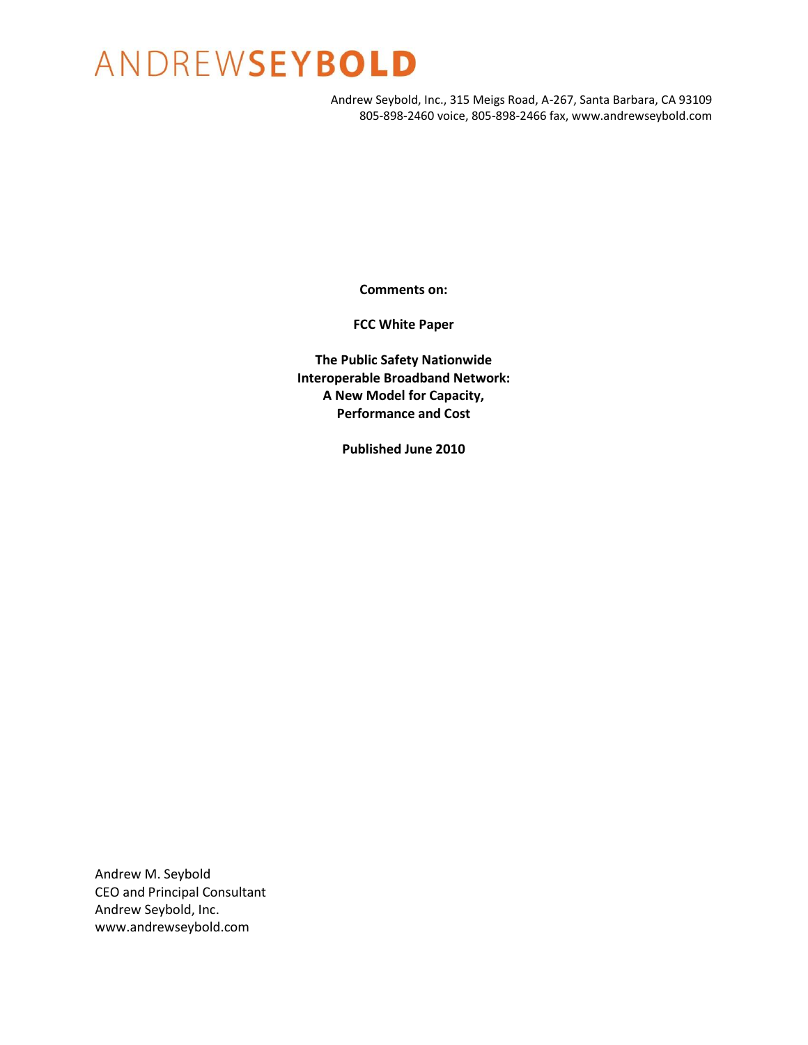# ANDREW**SEYBOLD**

Andrew Seybold, Inc., 315 Meigs Road, A-267, Santa Barbara, CA 93109
805-898-2460 voice, 805-898-2466 fax, www.andrewseybold.com

**Comments on:**

**FCC White Paper**

**The Public Safety Nationwide Interoperable Broadband Network: A New Model for Capacity, Performance and Cost**

**Published June 2010**

Andrew M. Seybold
CEO and Principal Consultant
Andrew Seybold, Inc.
www.andrewseybold.com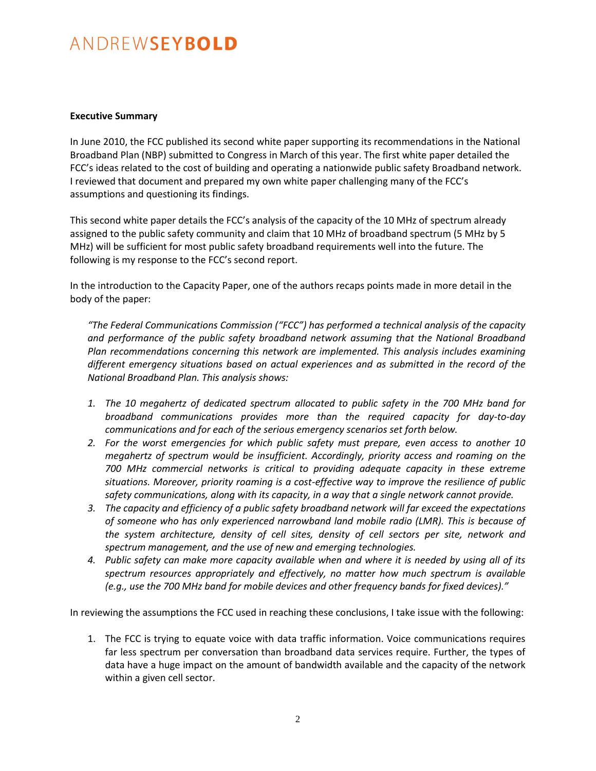**Executive Summary**

In June 2010, the FCC published its second white paper supporting its recommendations in the National Broadband Plan (NBP) submitted to Congress in March of this year. The first white paper detailed the FCC's ideas related to the cost of building and operating a nationwide public safety Broadband network. I reviewed that document and prepared my own white paper challenging many of the FCC's assumptions and questioning its findings.

This second white paper details the FCC's analysis of the capacity of the 10 MHz of spectrum already assigned to the public safety community and claim that 10 MHz of broadband spectrum (5 MHz by 5 MHz) will be sufficient for most public safety broadband requirements well into the future. The following is my response to the FCC's second report.

In the introduction to the Capacity Paper, one of the authors recaps points made in more detail in the body of the paper:

> *"The Federal Communications Commission ("FCC") has performed a technical analysis of the capacity and performance of the public safety broadband network assuming that the National Broadband Plan recommendations concerning this network are implemented. This analysis includes examining different emergency situations based on actual experiences and as submitted in the record of the National Broadband Plan. This analysis shows:*
>
> 1. *The 10 megahertz of dedicated spectrum allocated to public safety in the 700 MHz band for broadband communications provides more than the required capacity for day-to-day communications and for each of the serious emergency scenarios set forth below.*
> 2. *For the worst emergencies for which public safety must prepare, even access to another 10 megahertz of spectrum would be insufficient. Accordingly, priority access and roaming on the 700 MHz commercial networks is critical to providing adequate capacity in these extreme situations. Moreover, priority roaming is a cost-effective way to improve the resilience of public safety communications, along with its capacity, in a way that a single network cannot provide.*
> 3. *The capacity and efficiency of a public safety broadband network will far exceed the expectations of someone who has only experienced narrowband land mobile radio (LMR). This is because of the system architecture, density of cell sites, density of cell sectors per site, network and spectrum management, and the use of new and emerging technologies.*
> 4. *Public safety can make more capacity available when and where it is needed by using all of its spectrum resources appropriately and effectively, no matter how much spectrum is available (e.g., use the 700 MHz band for mobile devices and other frequency bands for fixed devices)."*

In reviewing the assumptions the FCC used in reaching these conclusions, I take issue with the following:

1. The FCC is trying to equate voice with data traffic information. Voice communications requires far less spectrum per conversation than broadband data services require. Further, the types of data have a huge impact on the amount of bandwidth available and the capacity of the network within a given cell sector.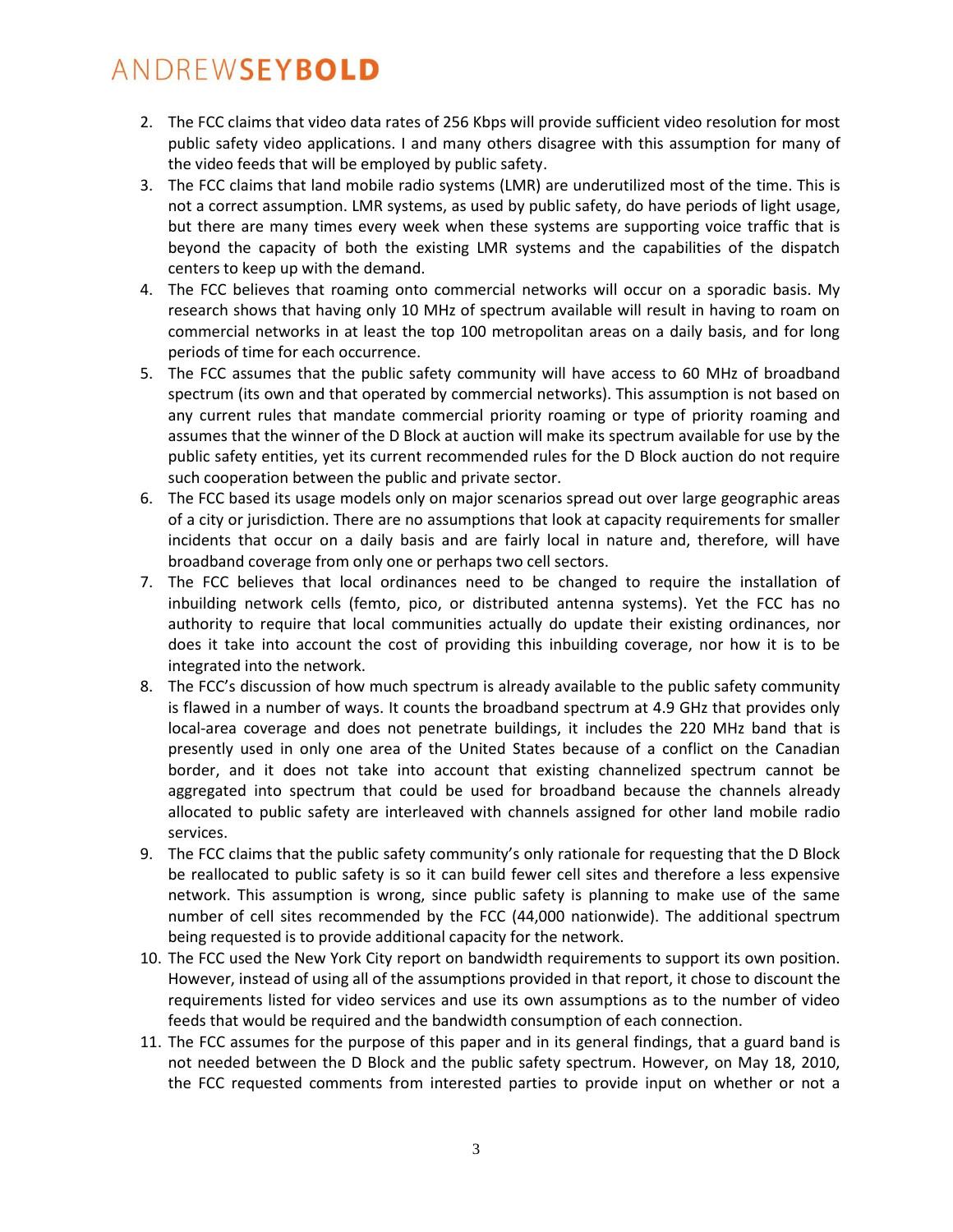2. The FCC claims that video data rates of 256 Kbps will provide sufficient video resolution for most public safety video applications. I and many others disagree with this assumption for many of the video feeds that will be employed by public safety.
3. The FCC claims that land mobile radio systems (LMR) are underutilized most of the time. This is not a correct assumption. LMR systems, as used by public safety, do have periods of light usage, but there are many times every week when these systems are supporting voice traffic that is beyond the capacity of both the existing LMR systems and the capabilities of the dispatch centers to keep up with the demand.
4. The FCC believes that roaming onto commercial networks will occur on a sporadic basis. My research shows that having only 10 MHz of spectrum available will result in having to roam on commercial networks in at least the top 100 metropolitan areas on a daily basis, and for long periods of time for each occurrence.
5. The FCC assumes that the public safety community will have access to 60 MHz of broadband spectrum (its own and that operated by commercial networks). This assumption is not based on any current rules that mandate commercial priority roaming or type of priority roaming and assumes that the winner of the D Block at auction will make its spectrum available for use by the public safety entities, yet its current recommended rules for the D Block auction do not require such cooperation between the public and private sector.
6. The FCC based its usage models only on major scenarios spread out over large geographic areas of a city or jurisdiction. There are no assumptions that look at capacity requirements for smaller incidents that occur on a daily basis and are fairly local in nature and, therefore, will have broadband coverage from only one or perhaps two cell sectors.
7. The FCC believes that local ordinances need to be changed to require the installation of inbuilding network cells (femto, pico, or distributed antenna systems). Yet the FCC has no authority to require that local communities actually do update their existing ordinances, nor does it take into account the cost of providing this inbuilding coverage, nor how it is to be integrated into the network.
8. The FCC's discussion of how much spectrum is already available to the public safety community is flawed in a number of ways. It counts the broadband spectrum at 4.9 GHz that provides only local-area coverage and does not penetrate buildings, it includes the 220 MHz band that is presently used in only one area of the United States because of a conflict on the Canadian border, and it does not take into account that existing channelized spectrum cannot be aggregated into spectrum that could be used for broadband because the channels already allocated to public safety are interleaved with channels assigned for other land mobile radio services.
9. The FCC claims that the public safety community's only rationale for requesting that the D Block be reallocated to public safety is so it can build fewer cell sites and therefore a less expensive network. This assumption is wrong, since public safety is planning to make use of the same number of cell sites recommended by the FCC (44,000 nationwide). The additional spectrum being requested is to provide additional capacity for the network.
10. The FCC used the New York City report on bandwidth requirements to support its own position. However, instead of using all of the assumptions provided in that report, it chose to discount the requirements listed for video services and use its own assumptions as to the number of video feeds that would be required and the bandwidth consumption of each connection.
11. The FCC assumes for the purpose of this paper and in its general findings, that a guard band is not needed between the D Block and the public safety spectrum. However, on May 18, 2010, the FCC requested comments from interested parties to provide input on whether or not a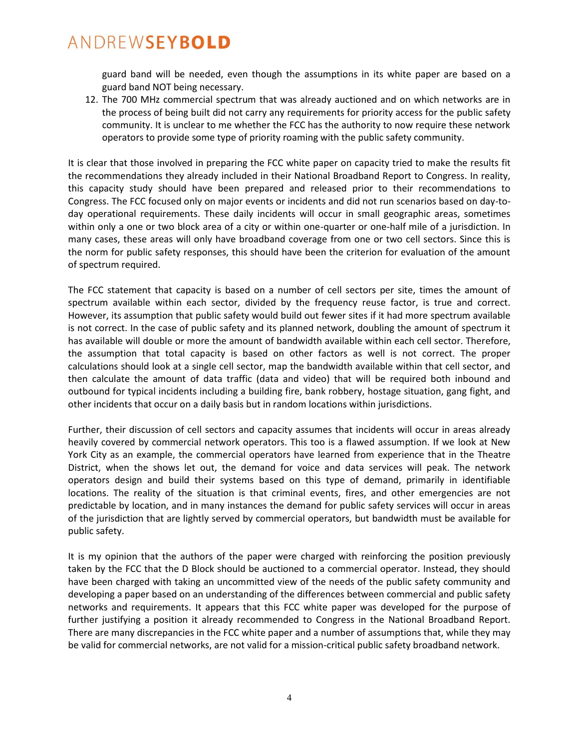guard band will be needed, even though the assumptions in its white paper are based on a guard band NOT being necessary.

12. The 700 MHz commercial spectrum that was already auctioned and on which networks are in the process of being built did not carry any requirements for priority access for the public safety community. It is unclear to me whether the FCC has the authority to now require these network operators to provide some type of priority roaming with the public safety community.

It is clear that those involved in preparing the FCC white paper on capacity tried to make the results fit the recommendations they already included in their National Broadband Report to Congress. In reality, this capacity study should have been prepared and released prior to their recommendations to Congress. The FCC focused only on major events or incidents and did not run scenarios based on day-to-day operational requirements. These daily incidents will occur in small geographic areas, sometimes within only a one or two block area of a city or within one-quarter or one-half mile of a jurisdiction. In many cases, these areas will only have broadband coverage from one or two cell sectors. Since this is the norm for public safety responses, this should have been the criterion for evaluation of the amount of spectrum required.

The FCC statement that capacity is based on a number of cell sectors per site, times the amount of spectrum available within each sector, divided by the frequency reuse factor, is true and correct. However, its assumption that public safety would build out fewer sites if it had more spectrum available is not correct. In the case of public safety and its planned network, doubling the amount of spectrum it has available will double or more the amount of bandwidth available within each cell sector. Therefore, the assumption that total capacity is based on other factors as well is not correct. The proper calculations should look at a single cell sector, map the bandwidth available within that cell sector, and then calculate the amount of data traffic (data and video) that will be required both inbound and outbound for typical incidents including a building fire, bank robbery, hostage situation, gang fight, and other incidents that occur on a daily basis but in random locations within jurisdictions.

Further, their discussion of cell sectors and capacity assumes that incidents will occur in areas already heavily covered by commercial network operators. This too is a flawed assumption. If we look at New York City as an example, the commercial operators have learned from experience that in the Theatre District, when the shows let out, the demand for voice and data services will peak. The network operators design and build their systems based on this type of demand, primarily in identifiable locations. The reality of the situation is that criminal events, fires, and other emergencies are not predictable by location, and in many instances the demand for public safety services will occur in areas of the jurisdiction that are lightly served by commercial operators, but bandwidth must be available for public safety.

It is my opinion that the authors of the paper were charged with reinforcing the position previously taken by the FCC that the D Block should be auctioned to a commercial operator. Instead, they should have been charged with taking an uncommitted view of the needs of the public safety community and developing a paper based on an understanding of the differences between commercial and public safety networks and requirements. It appears that this FCC white paper was developed for the purpose of further justifying a position it already recommended to Congress in the National Broadband Report. There are many discrepancies in the FCC white paper and a number of assumptions that, while they may be valid for commercial networks, are not valid for a mission-critical public safety broadband network.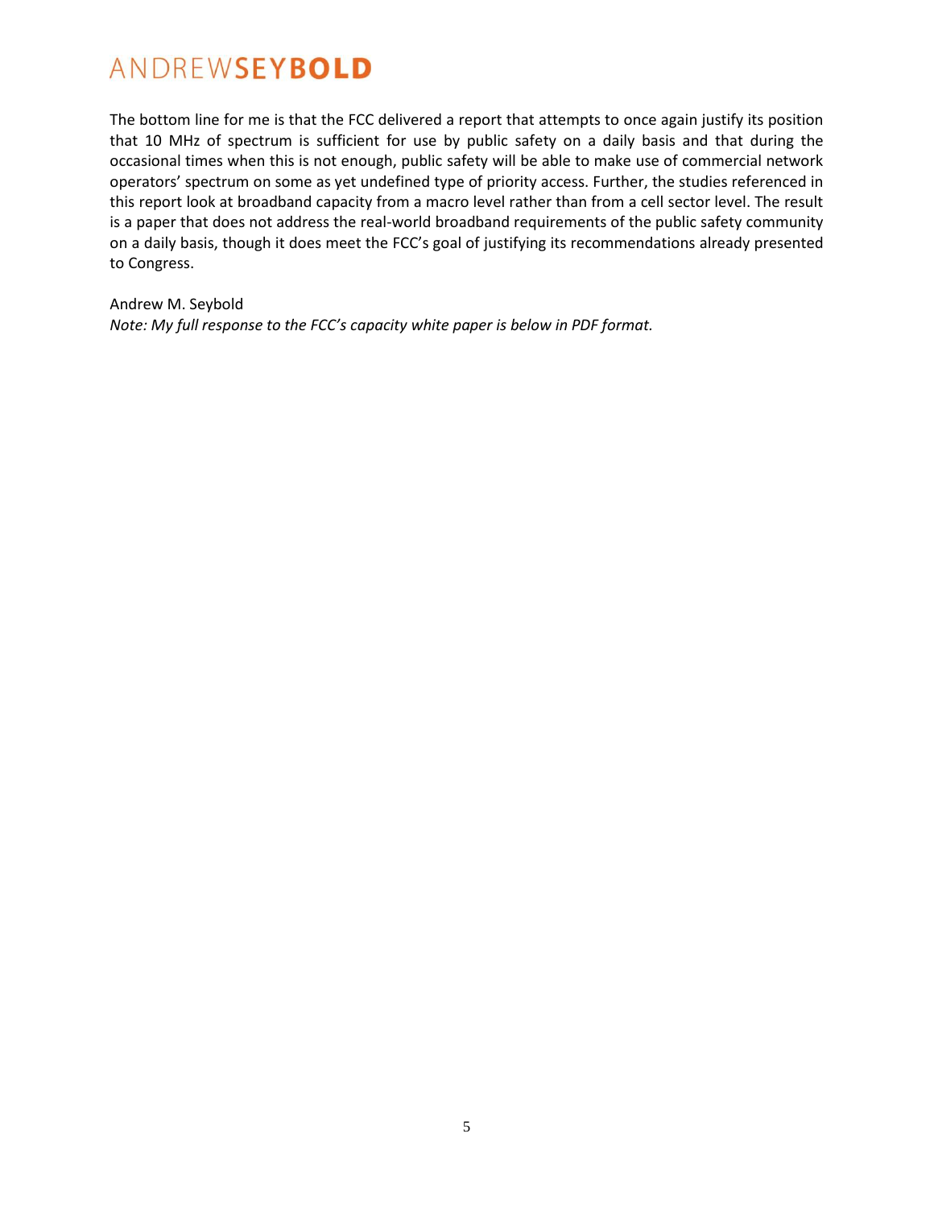The bottom line for me is that the FCC delivered a report that attempts to once again justify its position that 10 MHz of spectrum is sufficient for use by public safety on a daily basis and that during the occasional times when this is not enough, public safety will be able to make use of commercial network operators' spectrum on some as yet undefined type of priority access. Further, the studies referenced in this report look at broadband capacity from a macro level rather than from a cell sector level. The result is a paper that does not address the real-world broadband requirements of the public safety community on a daily basis, though it does meet the FCC's goal of justifying its recommendations already presented to Congress.

Andrew M. Seybold

*Note: My full response to the FCC's capacity white paper is below in PDF format.*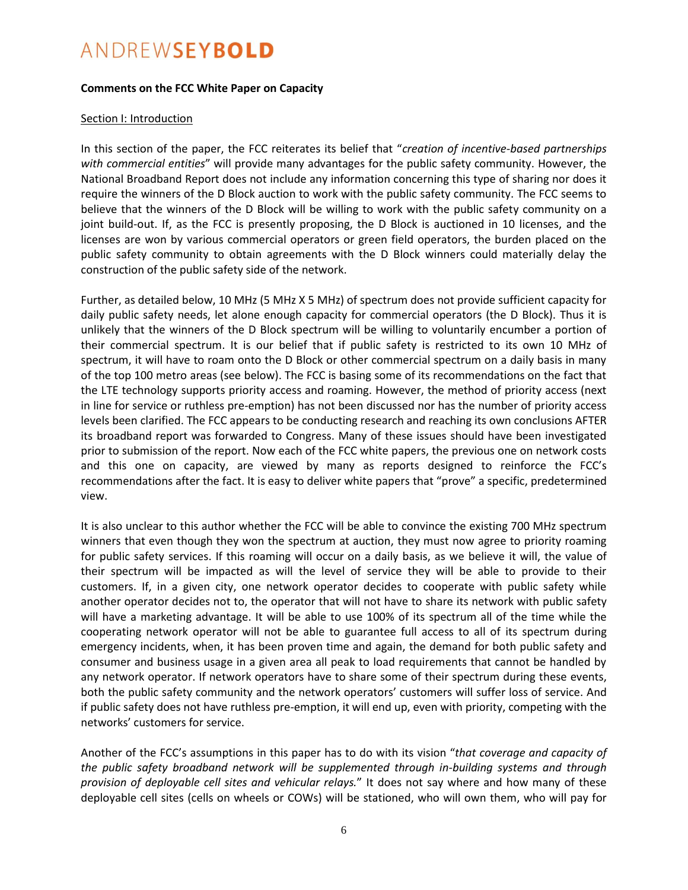**Comments on the FCC White Paper on Capacity**

Section I: Introduction

In this section of the paper, the FCC reiterates its belief that "*creation of incentive-based partnerships with commercial entities*" will provide many advantages for the public safety community. However, the National Broadband Report does not include any information concerning this type of sharing nor does it require the winners of the D Block auction to work with the public safety community. The FCC seems to believe that the winners of the D Block will be willing to work with the public safety community on a joint build-out. If, as the FCC is presently proposing, the D Block is auctioned in 10 licenses, and the licenses are won by various commercial operators or green field operators, the burden placed on the public safety community to obtain agreements with the D Block winners could materially delay the construction of the public safety side of the network.

Further, as detailed below, 10 MHz (5 MHz X 5 MHz) of spectrum does not provide sufficient capacity for daily public safety needs, let alone enough capacity for commercial operators (the D Block). Thus it is unlikely that the winners of the D Block spectrum will be willing to voluntarily encumber a portion of their commercial spectrum. It is our belief that if public safety is restricted to its own 10 MHz of spectrum, it will have to roam onto the D Block or other commercial spectrum on a daily basis in many of the top 100 metro areas (see below). The FCC is basing some of its recommendations on the fact that the LTE technology supports priority access and roaming. However, the method of priority access (next in line for service or ruthless pre-emption) has not been discussed nor has the number of priority access levels been clarified. The FCC appears to be conducting research and reaching its own conclusions AFTER its broadband report was forwarded to Congress. Many of these issues should have been investigated prior to submission of the report. Now each of the FCC white papers, the previous one on network costs and this one on capacity, are viewed by many as reports designed to reinforce the FCC's recommendations after the fact. It is easy to deliver white papers that "prove" a specific, predetermined view.

It is also unclear to this author whether the FCC will be able to convince the existing 700 MHz spectrum winners that even though they won the spectrum at auction, they must now agree to priority roaming for public safety services. If this roaming will occur on a daily basis, as we believe it will, the value of their spectrum will be impacted as will the level of service they will be able to provide to their customers. If, in a given city, one network operator decides to cooperate with public safety while another operator decides not to, the operator that will not have to share its network with public safety will have a marketing advantage. It will be able to use 100% of its spectrum all of the time while the cooperating network operator will not be able to guarantee full access to all of its spectrum during emergency incidents, when, it has been proven time and again, the demand for both public safety and consumer and business usage in a given area all peak to load requirements that cannot be handled by any network operator. If network operators have to share some of their spectrum during these events, both the public safety community and the network operators' customers will suffer loss of service. And if public safety does not have ruthless pre-emption, it will end up, even with priority, competing with the networks' customers for service.

Another of the FCC's assumptions in this paper has to do with its vision "*that coverage and capacity of the public safety broadband network will be supplemented through in-building systems and through provision of deployable cell sites and vehicular relays.*" It does not say where and how many of these deployable cell sites (cells on wheels or COWs) will be stationed, who will own them, who will pay for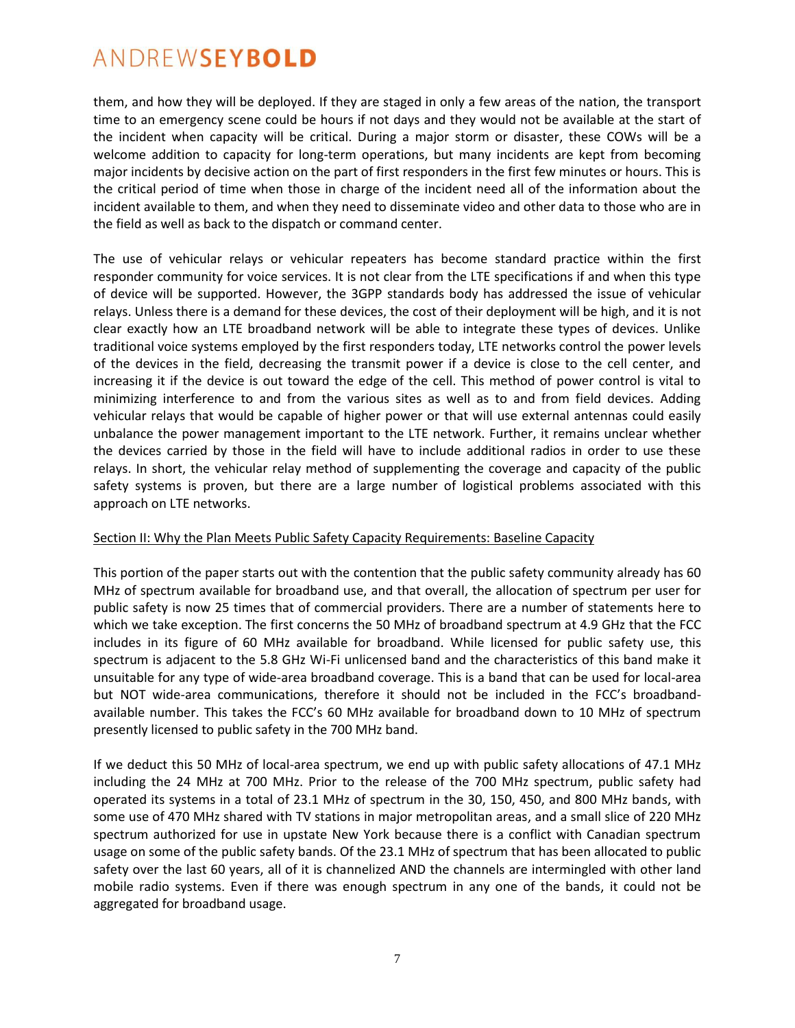them, and how they will be deployed. If they are staged in only a few areas of the nation, the transport time to an emergency scene could be hours if not days and they would not be available at the start of the incident when capacity will be critical. During a major storm or disaster, these COWs will be a welcome addition to capacity for long-term operations, but many incidents are kept from becoming major incidents by decisive action on the part of first responders in the first few minutes or hours. This is the critical period of time when those in charge of the incident need all of the information about the incident available to them, and when they need to disseminate video and other data to those who are in the field as well as back to the dispatch or command center.

The use of vehicular relays or vehicular repeaters has become standard practice within the first responder community for voice services. It is not clear from the LTE specifications if and when this type of device will be supported. However, the 3GPP standards body has addressed the issue of vehicular relays. Unless there is a demand for these devices, the cost of their deployment will be high, and it is not clear exactly how an LTE broadband network will be able to integrate these types of devices. Unlike traditional voice systems employed by the first responders today, LTE networks control the power levels of the devices in the field, decreasing the transmit power if a device is close to the cell center, and increasing it if the device is out toward the edge of the cell. This method of power control is vital to minimizing interference to and from the various sites as well as to and from field devices. Adding vehicular relays that would be capable of higher power or that will use external antennas could easily unbalance the power management important to the LTE network. Further, it remains unclear whether the devices carried by those in the field will have to include additional radios in order to use these relays. In short, the vehicular relay method of supplementing the coverage and capacity of the public safety systems is proven, but there are a large number of logistical problems associated with this approach on LTE networks.

<u>Section II: Why the Plan Meets Public Safety Capacity Requirements: Baseline Capacity</u>

This portion of the paper starts out with the contention that the public safety community already has 60 MHz of spectrum available for broadband use, and that overall, the allocation of spectrum per user for public safety is now 25 times that of commercial providers. There are a number of statements here to which we take exception. The first concerns the 50 MHz of broadband spectrum at 4.9 GHz that the FCC includes in its figure of 60 MHz available for broadband. While licensed for public safety use, this spectrum is adjacent to the 5.8 GHz Wi-Fi unlicensed band and the characteristics of this band make it unsuitable for any type of wide-area broadband coverage. This is a band that can be used for local-area but NOT wide-area communications, therefore it should not be included in the FCC's broadband-available number. This takes the FCC's 60 MHz available for broadband down to 10 MHz of spectrum presently licensed to public safety in the 700 MHz band.

If we deduct this 50 MHz of local-area spectrum, we end up with public safety allocations of 47.1 MHz including the 24 MHz at 700 MHz. Prior to the release of the 700 MHz spectrum, public safety had operated its systems in a total of 23.1 MHz of spectrum in the 30, 150, 450, and 800 MHz bands, with some use of 470 MHz shared with TV stations in major metropolitan areas, and a small slice of 220 MHz spectrum authorized for use in upstate New York because there is a conflict with Canadian spectrum usage on some of the public safety bands. Of the 23.1 MHz of spectrum that has been allocated to public safety over the last 60 years, all of it is channelized AND the channels are intermingled with other land mobile radio systems. Even if there was enough spectrum in any one of the bands, it could not be aggregated for broadband usage.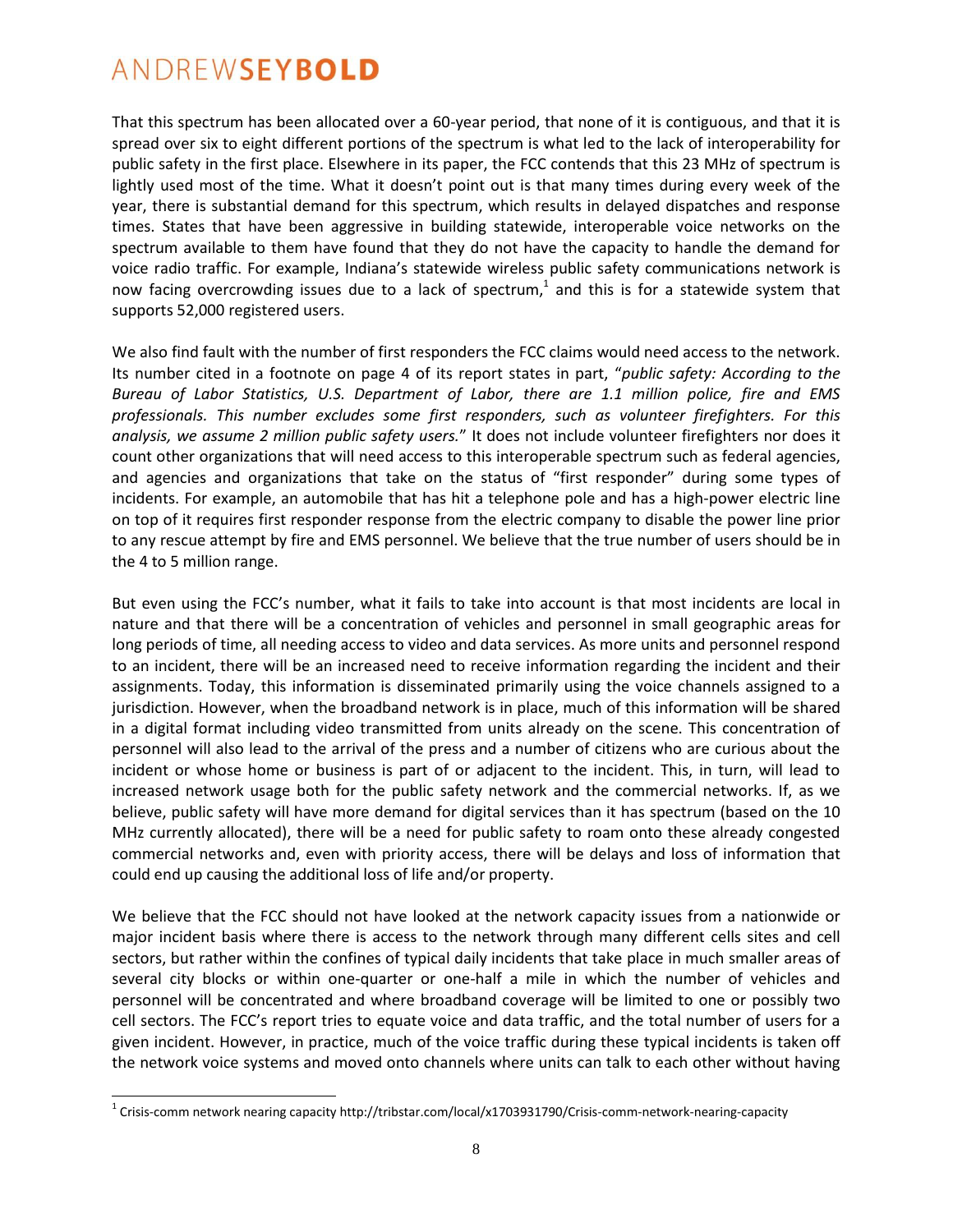That this spectrum has been allocated over a 60-year period, that none of it is contiguous, and that it is spread over six to eight different portions of the spectrum is what led to the lack of interoperability for public safety in the first place. Elsewhere in its paper, the FCC contends that this 23 MHz of spectrum is lightly used most of the time. What it doesn't point out is that many times during every week of the year, there is substantial demand for this spectrum, which results in delayed dispatches and response times. States that have been aggressive in building statewide, interoperable voice networks on the spectrum available to them have found that they do not have the capacity to handle the demand for voice radio traffic. For example, Indiana's statewide wireless public safety communications network is now facing overcrowding issues due to a lack of spectrum,[1] and this is for a statewide system that supports 52,000 registered users.

We also find fault with the number of first responders the FCC claims would need access to the network. Its number cited in a footnote on page 4 of its report states in part, "*public safety: According to the Bureau of Labor Statistics, U.S. Department of Labor, there are 1.1 million police, fire and EMS professionals. This number excludes some first responders, such as volunteer firefighters. For this analysis, we assume 2 million public safety users.*" It does not include volunteer firefighters nor does it count other organizations that will need access to this interoperable spectrum such as federal agencies, and agencies and organizations that take on the status of "first responder" during some types of incidents. For example, an automobile that has hit a telephone pole and has a high-power electric line on top of it requires first responder response from the electric company to disable the power line prior to any rescue attempt by fire and EMS personnel. We believe that the true number of users should be in the 4 to 5 million range.

But even using the FCC's number, what it fails to take into account is that most incidents are local in nature and that there will be a concentration of vehicles and personnel in small geographic areas for long periods of time, all needing access to video and data services. As more units and personnel respond to an incident, there will be an increased need to receive information regarding the incident and their assignments. Today, this information is disseminated primarily using the voice channels assigned to a jurisdiction. However, when the broadband network is in place, much of this information will be shared in a digital format including video transmitted from units already on the scene. This concentration of personnel will also lead to the arrival of the press and a number of citizens who are curious about the incident or whose home or business is part of or adjacent to the incident. This, in turn, will lead to increased network usage both for the public safety network and the commercial networks. If, as we believe, public safety will have more demand for digital services than it has spectrum (based on the 10 MHz currently allocated), there will be a need for public safety to roam onto these already congested commercial networks and, even with priority access, there will be delays and loss of information that could end up causing the additional loss of life and/or property.

We believe that the FCC should not have looked at the network capacity issues from a nationwide or major incident basis where there is access to the network through many different cells sites and cell sectors, but rather within the confines of typical daily incidents that take place in much smaller areas of several city blocks or within one-quarter or one-half a mile in which the number of vehicles and personnel will be concentrated and where broadband coverage will be limited to one or possibly two cell sectors. The FCC's report tries to equate voice and data traffic, and the total number of users for a given incident. However, in practice, much of the voice traffic during these typical incidents is taken off the network voice systems and moved onto channels where units can talk to each other without having

[1] Crisis-comm network nearing capacity http://tribstar.com/local/x1703931790/Crisis-comm-network-nearing-capacity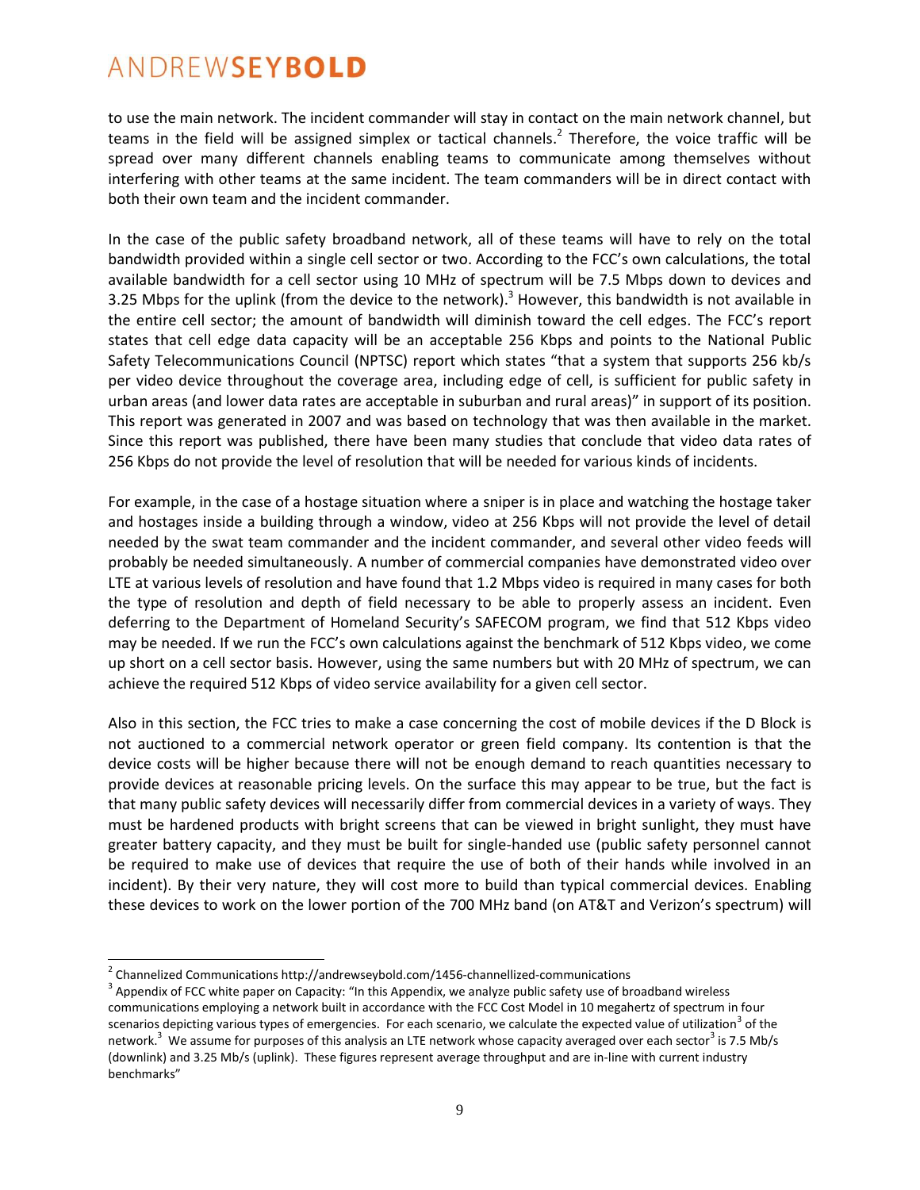to use the main network. The incident commander will stay in contact on the main network channel, but teams in the field will be assigned simplex or tactical channels.[2] Therefore, the voice traffic will be spread over many different channels enabling teams to communicate among themselves without interfering with other teams at the same incident. The team commanders will be in direct contact with both their own team and the incident commander.

In the case of the public safety broadband network, all of these teams will have to rely on the total bandwidth provided within a single cell sector or two. According to the FCC's own calculations, the total available bandwidth for a cell sector using 10 MHz of spectrum will be 7.5 Mbps down to devices and 3.25 Mbps for the uplink (from the device to the network).[3] However, this bandwidth is not available in the entire cell sector; the amount of bandwidth will diminish toward the cell edges. The FCC's report states that cell edge data capacity will be an acceptable 256 Kbps and points to the National Public Safety Telecommunications Council (NPTSC) report which states "that a system that supports 256 kb/s per video device throughout the coverage area, including edge of cell, is sufficient for public safety in urban areas (and lower data rates are acceptable in suburban and rural areas)" in support of its position. This report was generated in 2007 and was based on technology that was then available in the market. Since this report was published, there have been many studies that conclude that video data rates of 256 Kbps do not provide the level of resolution that will be needed for various kinds of incidents.

For example, in the case of a hostage situation where a sniper is in place and watching the hostage taker and hostages inside a building through a window, video at 256 Kbps will not provide the level of detail needed by the swat team commander and the incident commander, and several other video feeds will probably be needed simultaneously. A number of commercial companies have demonstrated video over LTE at various levels of resolution and have found that 1.2 Mbps video is required in many cases for both the type of resolution and depth of field necessary to be able to properly assess an incident. Even deferring to the Department of Homeland Security's SAFECOM program, we find that 512 Kbps video may be needed. If we run the FCC's own calculations against the benchmark of 512 Kbps video, we come up short on a cell sector basis. However, using the same numbers but with 20 MHz of spectrum, we can achieve the required 512 Kbps of video service availability for a given cell sector.

Also in this section, the FCC tries to make a case concerning the cost of mobile devices if the D Block is not auctioned to a commercial network operator or green field company. Its contention is that the device costs will be higher because there will not be enough demand to reach quantities necessary to provide devices at reasonable pricing levels. On the surface this may appear to be true, but the fact is that many public safety devices will necessarily differ from commercial devices in a variety of ways. They must be hardened products with bright screens that can be viewed in bright sunlight, they must have greater battery capacity, and they must be built for single-handed use (public safety personnel cannot be required to make use of devices that require the use of both of their hands while involved in an incident). By their very nature, they will cost more to build than typical commercial devices. Enabling these devices to work on the lower portion of the 700 MHz band (on AT&T and Verizon's spectrum) will

---

[2] Channelized Communications http://andrewseybold.com/1456-channellized-communications

[3] Appendix of FCC white paper on Capacity: "In this Appendix, we analyze public safety use of broadband wireless communications employing a network built in accordance with the FCC Cost Model in 10 megahertz of spectrum in four scenarios depicting various types of emergencies. For each scenario, we calculate the expected value of utilization[3] of the network.[3] We assume for purposes of this analysis an LTE network whose capacity averaged over each sector[3] is 7.5 Mb/s (downlink) and 3.25 Mb/s (uplink). These figures represent average throughput and are in-line with current industry benchmarks"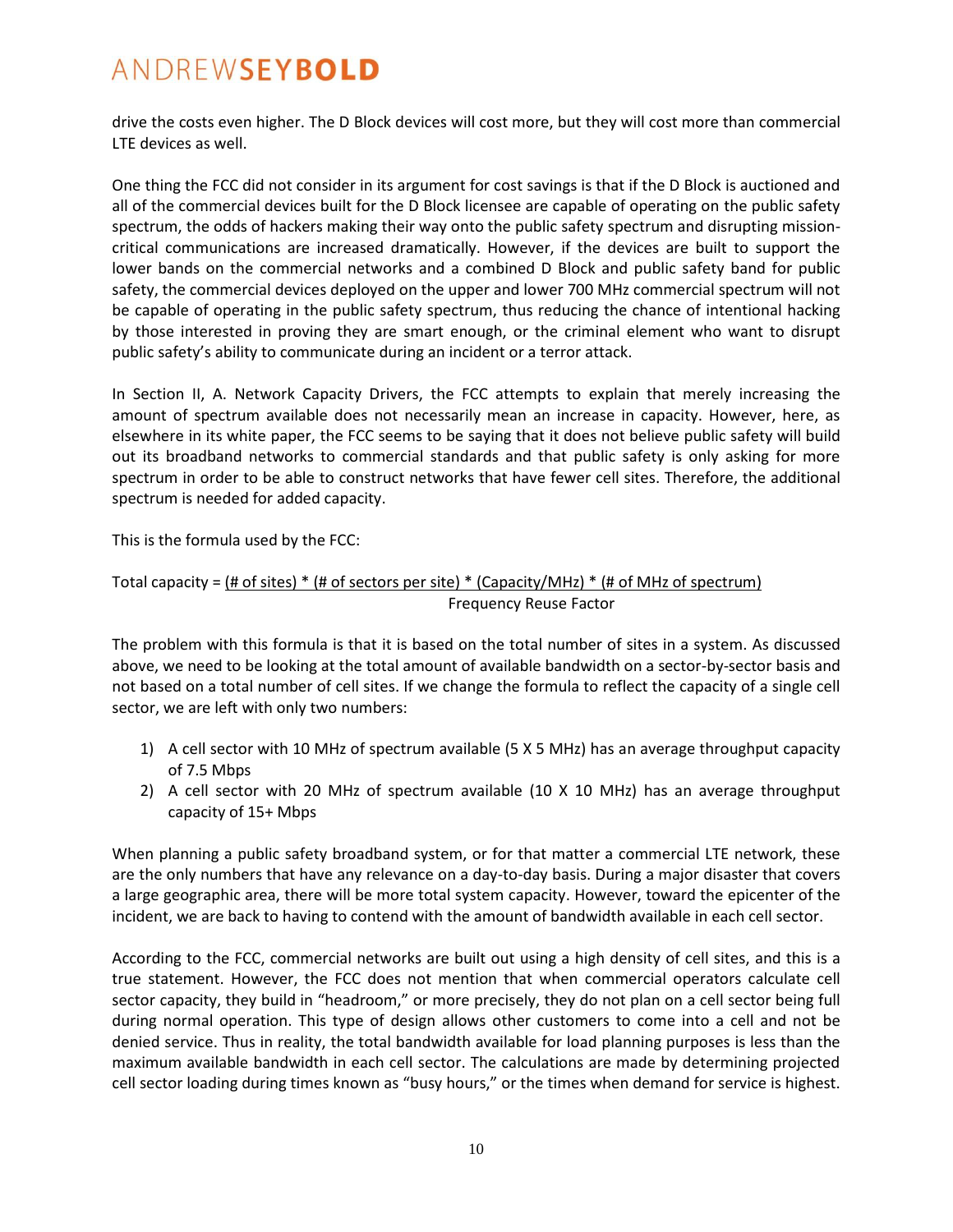drive the costs even higher. The D Block devices will cost more, but they will cost more than commercial LTE devices as well.

One thing the FCC did not consider in its argument for cost savings is that if the D Block is auctioned and all of the commercial devices built for the D Block licensee are capable of operating on the public safety spectrum, the odds of hackers making their way onto the public safety spectrum and disrupting mission-critical communications are increased dramatically. However, if the devices are built to support the lower bands on the commercial networks and a combined D Block and public safety band for public safety, the commercial devices deployed on the upper and lower 700 MHz commercial spectrum will not be capable of operating in the public safety spectrum, thus reducing the chance of intentional hacking by those interested in proving they are smart enough, or the criminal element who want to disrupt public safety's ability to communicate during an incident or a terror attack.

In Section II, A. Network Capacity Drivers, the FCC attempts to explain that merely increasing the amount of spectrum available does not necessarily mean an increase in capacity. However, here, as elsewhere in its white paper, the FCC seems to be saying that it does not believe public safety will build out its broadband networks to commercial standards and that public safety is only asking for more spectrum in order to be able to construct networks that have fewer cell sites. Therefore, the additional spectrum is needed for added capacity.

This is the formula used by the FCC:

$$\text{Total capacity} = \frac{(\text{\# of sites}) * (\text{\# of sectors per site}) * (\text{Capacity/MHz}) * (\text{\# of MHz of spectrum})}{\text{Frequency Reuse Factor}}$$

The problem with this formula is that it is based on the total number of sites in a system. As discussed above, we need to be looking at the total amount of available bandwidth on a sector-by-sector basis and not based on a total number of cell sites. If we change the formula to reflect the capacity of a single cell sector, we are left with only two numbers:

1) A cell sector with 10 MHz of spectrum available (5 X 5 MHz) has an average throughput capacity of 7.5 Mbps
2) A cell sector with 20 MHz of spectrum available (10 X 10 MHz) has an average throughput capacity of 15+ Mbps

When planning a public safety broadband system, or for that matter a commercial LTE network, these are the only numbers that have any relevance on a day-to-day basis. During a major disaster that covers a large geographic area, there will be more total system capacity. However, toward the epicenter of the incident, we are back to having to contend with the amount of bandwidth available in each cell sector.

According to the FCC, commercial networks are built out using a high density of cell sites, and this is a true statement. However, the FCC does not mention that when commercial operators calculate cell sector capacity, they build in "headroom," or more precisely, they do not plan on a cell sector being full during normal operation. This type of design allows other customers to come into a cell and not be denied service. Thus in reality, the total bandwidth available for load planning purposes is less than the maximum available bandwidth in each cell sector. The calculations are made by determining projected cell sector loading during times known as "busy hours," or the times when demand for service is highest.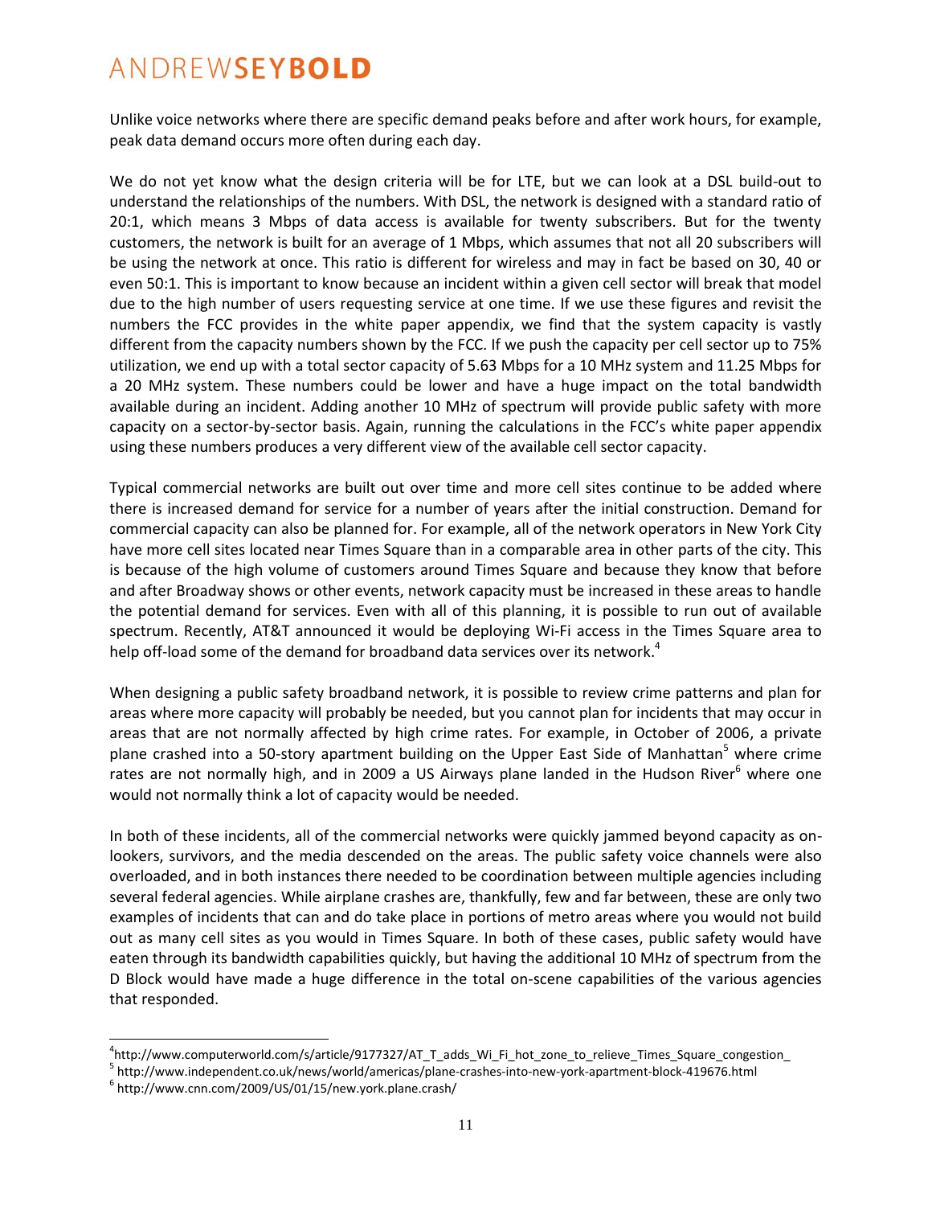Unlike voice networks where there are specific demand peaks before and after work hours, for example, peak data demand occurs more often during each day.

We do not yet know what the design criteria will be for LTE, but we can look at a DSL build-out to understand the relationships of the numbers. With DSL, the network is designed with a standard ratio of 20:1, which means 3 Mbps of data access is available for twenty subscribers. But for the twenty customers, the network is built for an average of 1 Mbps, which assumes that not all 20 subscribers will be using the network at once. This ratio is different for wireless and may in fact be based on 30, 40 or even 50:1. This is important to know because an incident within a given cell sector will break that model due to the high number of users requesting service at one time. If we use these figures and revisit the numbers the FCC provides in the white paper appendix, we find that the system capacity is vastly different from the capacity numbers shown by the FCC. If we push the capacity per cell sector up to 75% utilization, we end up with a total sector capacity of 5.63 Mbps for a 10 MHz system and 11.25 Mbps for a 20 MHz system. These numbers could be lower and have a huge impact on the total bandwidth available during an incident. Adding another 10 MHz of spectrum will provide public safety with more capacity on a sector-by-sector basis. Again, running the calculations in the FCC's white paper appendix using these numbers produces a very different view of the available cell sector capacity.

Typical commercial networks are built out over time and more cell sites continue to be added where there is increased demand for service for a number of years after the initial construction. Demand for commercial capacity can also be planned for. For example, all of the network operators in New York City have more cell sites located near Times Square than in a comparable area in other parts of the city. This is because of the high volume of customers around Times Square and because they know that before and after Broadway shows or other events, network capacity must be increased in these areas to handle the potential demand for services. Even with all of this planning, it is possible to run out of available spectrum. Recently, AT&T announced it would be deploying Wi-Fi access in the Times Square area to help off-load some of the demand for broadband data services over its network.[4]

When designing a public safety broadband network, it is possible to review crime patterns and plan for areas where more capacity will probably be needed, but you cannot plan for incidents that may occur in areas that are not normally affected by high crime rates. For example, in October of 2006, a private plane crashed into a 50-story apartment building on the Upper East Side of Manhattan[5] where crime rates are not normally high, and in 2009 a US Airways plane landed in the Hudson River[6] where one would not normally think a lot of capacity would be needed.

In both of these incidents, all of the commercial networks were quickly jammed beyond capacity as on-lookers, survivors, and the media descended on the areas. The public safety voice channels were also overloaded, and in both instances there needed to be coordination between multiple agencies including several federal agencies. While airplane crashes are, thankfully, few and far between, these are only two examples of incidents that can and do take place in portions of metro areas where you would not build out as many cell sites as you would in Times Square. In both of these cases, public safety would have eaten through its bandwidth capabilities quickly, but having the additional 10 MHz of spectrum from the D Block would have made a huge difference in the total on-scene capabilities of the various agencies that responded.

---

[4] http://www.computerworld.com/s/article/9177327/AT_T_adds_Wi_Fi_hot_zone_to_relieve_Times_Square_congestion_

[5] http://www.independent.co.uk/news/world/americas/plane-crashes-into-new-york-apartment-block-419676.html

[6] http://www.cnn.com/2009/US/01/15/new.york.plane.crash/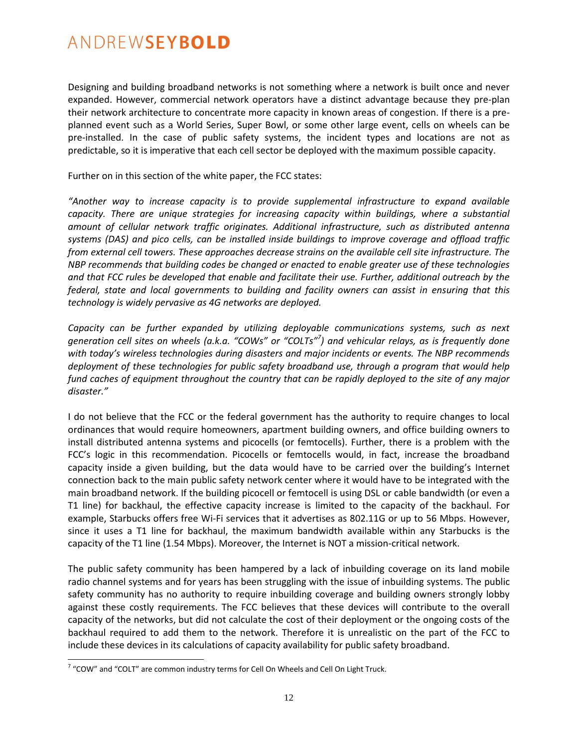Designing and building broadband networks is not something where a network is built once and never expanded. However, commercial network operators have a distinct advantage because they pre-plan their network architecture to concentrate more capacity in known areas of congestion. If there is a pre-planned event such as a World Series, Super Bowl, or some other large event, cells on wheels can be pre-installed. In the case of public safety systems, the incident types and locations are not as predictable, so it is imperative that each cell sector be deployed with the maximum possible capacity.

Further on in this section of the white paper, the FCC states:

*"Another way to increase capacity is to provide supplemental infrastructure to expand available capacity. There are unique strategies for increasing capacity within buildings, where a substantial amount of cellular network traffic originates. Additional infrastructure, such as distributed antenna systems (DAS) and pico cells, can be installed inside buildings to improve coverage and offload traffic from external cell towers. These approaches decrease strains on the available cell site infrastructure. The NBP recommends that building codes be changed or enacted to enable greater use of these technologies and that FCC rules be developed that enable and facilitate their use. Further, additional outreach by the federal, state and local governments to building and facility owners can assist in ensuring that this technology is widely pervasive as 4G networks are deployed.*

*Capacity can be further expanded by utilizing deployable communications systems, such as next generation cell sites on wheels (a.k.a. "COWs" or "COLTs"[7]) and vehicular relays, as is frequently done with today's wireless technologies during disasters and major incidents or events. The NBP recommends deployment of these technologies for public safety broadband use, through a program that would help fund caches of equipment throughout the country that can be rapidly deployed to the site of any major disaster."*

I do not believe that the FCC or the federal government has the authority to require changes to local ordinances that would require homeowners, apartment building owners, and office building owners to install distributed antenna systems and picocells (or femtocells). Further, there is a problem with the FCC's logic in this recommendation. Picocells or femtocells would, in fact, increase the broadband capacity inside a given building, but the data would have to be carried over the building's Internet connection back to the main public safety network center where it would have to be integrated with the main broadband network. If the building picocell or femtocell is using DSL or cable bandwidth (or even a T1 line) for backhaul, the effective capacity increase is limited to the capacity of the backhaul. For example, Starbucks offers free Wi-Fi services that it advertises as 802.11G or up to 56 Mbps. However, since it uses a T1 line for backhaul, the maximum bandwidth available within any Starbucks is the capacity of the T1 line (1.54 Mbps). Moreover, the Internet is NOT a mission-critical network.

The public safety community has been hampered by a lack of inbuilding coverage on its land mobile radio channel systems and for years has been struggling with the issue of inbuilding systems. The public safety community has no authority to require inbuilding coverage and building owners strongly lobby against these costly requirements. The FCC believes that these devices will contribute to the overall capacity of the networks, but did not calculate the cost of their deployment or the ongoing costs of the backhaul required to add them to the network. Therefore it is unrealistic on the part of the FCC to include these devices in its calculations of capacity availability for public safety broadband.

[7] "COW" and "COLT" are common industry terms for Cell On Wheels and Cell On Light Truck.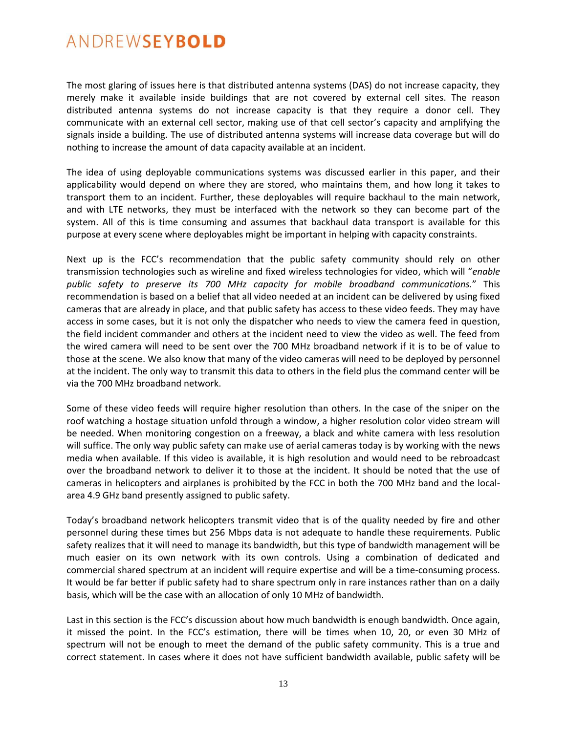The most glaring of issues here is that distributed antenna systems (DAS) do not increase capacity, they merely make it available inside buildings that are not covered by external cell sites. The reason distributed antenna systems do not increase capacity is that they require a donor cell. They communicate with an external cell sector, making use of that cell sector's capacity and amplifying the signals inside a building. The use of distributed antenna systems will increase data coverage but will do nothing to increase the amount of data capacity available at an incident.

The idea of using deployable communications systems was discussed earlier in this paper, and their applicability would depend on where they are stored, who maintains them, and how long it takes to transport them to an incident. Further, these deployables will require backhaul to the main network, and with LTE networks, they must be interfaced with the network so they can become part of the system. All of this is time consuming and assumes that backhaul data transport is available for this purpose at every scene where deployables might be important in helping with capacity constraints.

Next up is the FCC's recommendation that the public safety community should rely on other transmission technologies such as wireline and fixed wireless technologies for video, which will "*enable public safety to preserve its 700 MHz capacity for mobile broadband communications.*" This recommendation is based on a belief that all video needed at an incident can be delivered by using fixed cameras that are already in place, and that public safety has access to these video feeds. They may have access in some cases, but it is not only the dispatcher who needs to view the camera feed in question, the field incident commander and others at the incident need to view the video as well. The feed from the wired camera will need to be sent over the 700 MHz broadband network if it is to be of value to those at the scene. We also know that many of the video cameras will need to be deployed by personnel at the incident. The only way to transmit this data to others in the field plus the command center will be via the 700 MHz broadband network.

Some of these video feeds will require higher resolution than others. In the case of the sniper on the roof watching a hostage situation unfold through a window, a higher resolution color video stream will be needed. When monitoring congestion on a freeway, a black and white camera with less resolution will suffice. The only way public safety can make use of aerial cameras today is by working with the news media when available. If this video is available, it is high resolution and would need to be rebroadcast over the broadband network to deliver it to those at the incident. It should be noted that the use of cameras in helicopters and airplanes is prohibited by the FCC in both the 700 MHz band and the local-area 4.9 GHz band presently assigned to public safety.

Today's broadband network helicopters transmit video that is of the quality needed by fire and other personnel during these times but 256 Mbps data is not adequate to handle these requirements. Public safety realizes that it will need to manage its bandwidth, but this type of bandwidth management will be much easier on its own network with its own controls. Using a combination of dedicated and commercial shared spectrum at an incident will require expertise and will be a time-consuming process. It would be far better if public safety had to share spectrum only in rare instances rather than on a daily basis, which will be the case with an allocation of only 10 MHz of bandwidth.

Last in this section is the FCC's discussion about how much bandwidth is enough bandwidth. Once again, it missed the point. In the FCC's estimation, there will be times when 10, 20, or even 30 MHz of spectrum will not be enough to meet the demand of the public safety community. This is a true and correct statement. In cases where it does not have sufficient bandwidth available, public safety will be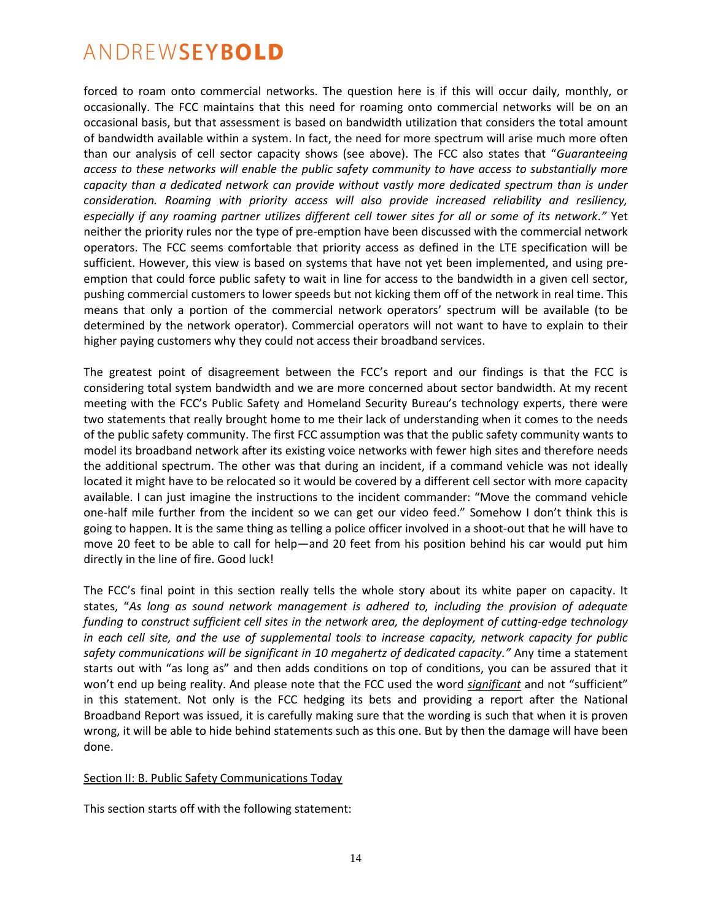forced to roam onto commercial networks. The question here is if this will occur daily, monthly, or occasionally. The FCC maintains that this need for roaming onto commercial networks will be on an occasional basis, but that assessment is based on bandwidth utilization that considers the total amount of bandwidth available within a system. In fact, the need for more spectrum will arise much more often than our analysis of cell sector capacity shows (see above). The FCC also states that "*Guaranteeing access to these networks will enable the public safety community to have access to substantially more capacity than a dedicated network can provide without vastly more dedicated spectrum than is under consideration. Roaming with priority access will also provide increased reliability and resiliency, especially if any roaming partner utilizes different cell tower sites for all or some of its network.*" Yet neither the priority rules nor the type of pre-emption have been discussed with the commercial network operators. The FCC seems comfortable that priority access as defined in the LTE specification will be sufficient. However, this view is based on systems that have not yet been implemented, and using pre-emption that could force public safety to wait in line for access to the bandwidth in a given cell sector, pushing commercial customers to lower speeds but not kicking them off of the network in real time. This means that only a portion of the commercial network operators' spectrum will be available (to be determined by the network operator). Commercial operators will not want to have to explain to their higher paying customers why they could not access their broadband services.

The greatest point of disagreement between the FCC's report and our findings is that the FCC is considering total system bandwidth and we are more concerned about sector bandwidth. At my recent meeting with the FCC's Public Safety and Homeland Security Bureau's technology experts, there were two statements that really brought home to me their lack of understanding when it comes to the needs of the public safety community. The first FCC assumption was that the public safety community wants to model its broadband network after its existing voice networks with fewer high sites and therefore needs the additional spectrum. The other was that during an incident, if a command vehicle was not ideally located it might have to be relocated so it would be covered by a different cell sector with more capacity available. I can just imagine the instructions to the incident commander: "Move the command vehicle one-half mile further from the incident so we can get our video feed." Somehow I don't think this is going to happen. It is the same thing as telling a police officer involved in a shoot-out that he will have to move 20 feet to be able to call for help—and 20 feet from his position behind his car would put him directly in the line of fire. Good luck!

The FCC's final point in this section really tells the whole story about its white paper on capacity. It states, "*As long as sound network management is adhered to, including the provision of adequate funding to construct sufficient cell sites in the network area, the deployment of cutting-edge technology in each cell site, and the use of supplemental tools to increase capacity, network capacity for public safety communications will be significant in 10 megahertz of dedicated capacity.*" Any time a statement starts out with "as long as" and then adds conditions on top of conditions, you can be assured that it won't end up being reality. And please note that the FCC used the word ***significant*** and not "sufficient" in this statement. Not only is the FCC hedging its bets and providing a report after the National Broadband Report was issued, it is carefully making sure that the wording is such that when it is proven wrong, it will be able to hide behind statements such as this one. But by then the damage will have been done.

Section II: B. Public Safety Communications Today

This section starts off with the following statement: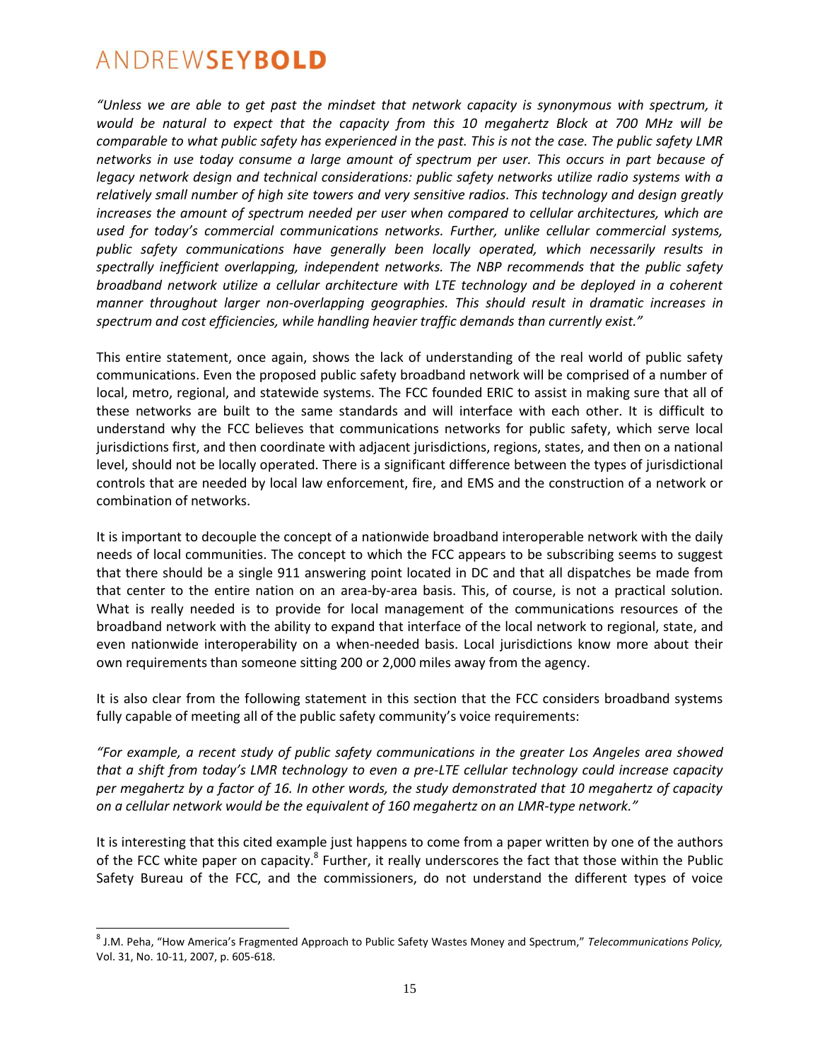*"Unless we are able to get past the mindset that network capacity is synonymous with spectrum, it would be natural to expect that the capacity from this 10 megahertz Block at 700 MHz will be comparable to what public safety has experienced in the past. This is not the case. The public safety LMR networks in use today consume a large amount of spectrum per user. This occurs in part because of legacy network design and technical considerations: public safety networks utilize radio systems with a relatively small number of high site towers and very sensitive radios. This technology and design greatly increases the amount of spectrum needed per user when compared to cellular architectures, which are used for today's commercial communications networks. Further, unlike cellular commercial systems, public safety communications have generally been locally operated, which necessarily results in spectrally inefficient overlapping, independent networks. The NBP recommends that the public safety broadband network utilize a cellular architecture with LTE technology and be deployed in a coherent manner throughout larger non-overlapping geographies. This should result in dramatic increases in spectrum and cost efficiencies, while handling heavier traffic demands than currently exist."*

This entire statement, once again, shows the lack of understanding of the real world of public safety communications. Even the proposed public safety broadband network will be comprised of a number of local, metro, regional, and statewide systems. The FCC founded ERIC to assist in making sure that all of these networks are built to the same standards and will interface with each other. It is difficult to understand why the FCC believes that communications networks for public safety, which serve local jurisdictions first, and then coordinate with adjacent jurisdictions, regions, states, and then on a national level, should not be locally operated. There is a significant difference between the types of jurisdictional controls that are needed by local law enforcement, fire, and EMS and the construction of a network or combination of networks.

It is important to decouple the concept of a nationwide broadband interoperable network with the daily needs of local communities. The concept to which the FCC appears to be subscribing seems to suggest that there should be a single 911 answering point located in DC and that all dispatches be made from that center to the entire nation on an area-by-area basis. This, of course, is not a practical solution. What is really needed is to provide for local management of the communications resources of the broadband network with the ability to expand that interface of the local network to regional, state, and even nationwide interoperability on a when-needed basis. Local jurisdictions know more about their own requirements than someone sitting 200 or 2,000 miles away from the agency.

It is also clear from the following statement in this section that the FCC considers broadband systems fully capable of meeting all of the public safety community's voice requirements:

*"For example, a recent study of public safety communications in the greater Los Angeles area showed that a shift from today's LMR technology to even a pre-LTE cellular technology could increase capacity per megahertz by a factor of 16. In other words, the study demonstrated that 10 megahertz of capacity on a cellular network would be the equivalent of 160 megahertz on an LMR-type network."*

It is interesting that this cited example just happens to come from a paper written by one of the authors of the FCC white paper on capacity.[8] Further, it really underscores the fact that those within the Public Safety Bureau of the FCC, and the commissioners, do not understand the different types of voice

[8] J.M. Peha, "How America's Fragmented Approach to Public Safety Wastes Money and Spectrum," *Telecommunications Policy,* Vol. 31, No. 10-11, 2007, p. 605-618.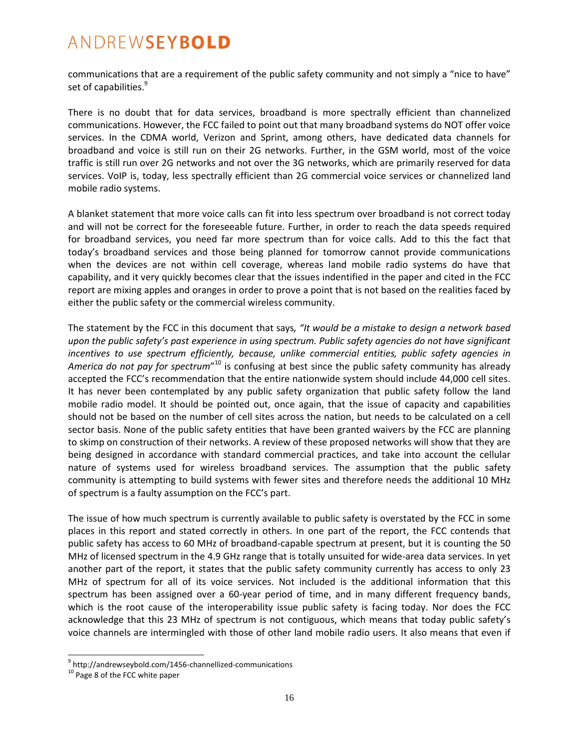communications that are a requirement of the public safety community and not simply a "nice to have" set of capabilities.[9]

There is no doubt that for data services, broadband is more spectrally efficient than channelized communications. However, the FCC failed to point out that many broadband systems do NOT offer voice services. In the CDMA world, Verizon and Sprint, among others, have dedicated data channels for broadband and voice is still run on their 2G networks. Further, in the GSM world, most of the voice traffic is still run over 2G networks and not over the 3G networks, which are primarily reserved for data services. VoIP is, today, less spectrally efficient than 2G commercial voice services or channelized land mobile radio systems.

A blanket statement that more voice calls can fit into less spectrum over broadband is not correct today and will not be correct for the foreseeable future. Further, in order to reach the data speeds required for broadband services, you need far more spectrum than for voice calls. Add to this the fact that today's broadband services and those being planned for tomorrow cannot provide communications when the devices are not within cell coverage, whereas land mobile radio systems do have that capability, and it very quickly becomes clear that the issues indentified in the paper and cited in the FCC report are mixing apples and oranges in order to prove a point that is not based on the realities faced by either the public safety or the commercial wireless community.

The statement by the FCC in this document that says, *"It would be a mistake to design a network based upon the public safety's past experience in using spectrum. Public safety agencies do not have significant incentives to use spectrum efficiently, because, unlike commercial entities, public safety agencies in America do not pay for spectrum"*[10] is confusing at best since the public safety community has already accepted the FCC's recommendation that the entire nationwide system should include 44,000 cell sites. It has never been contemplated by any public safety organization that public safety follow the land mobile radio model. It should be pointed out, once again, that the issue of capacity and capabilities should not be based on the number of cell sites across the nation, but needs to be calculated on a cell sector basis. None of the public safety entities that have been granted waivers by the FCC are planning to skimp on construction of their networks. A review of these proposed networks will show that they are being designed in accordance with standard commercial practices, and take into account the cellular nature of systems used for wireless broadband services. The assumption that the public safety community is attempting to build systems with fewer sites and therefore needs the additional 10 MHz of spectrum is a faulty assumption on the FCC's part.

The issue of how much spectrum is currently available to public safety is overstated by the FCC in some places in this report and stated correctly in others. In one part of the report, the FCC contends that public safety has access to 60 MHz of broadband-capable spectrum at present, but it is counting the 50 MHz of licensed spectrum in the 4.9 GHz range that is totally unsuited for wide-area data services. In yet another part of the report, it states that the public safety community currently has access to only 23 MHz of spectrum for all of its voice services. Not included is the additional information that this spectrum has been assigned over a 60-year period of time, and in many different frequency bands, which is the root cause of the interoperability issue public safety is facing today. Nor does the FCC acknowledge that this 23 MHz of spectrum is not contiguous, which means that today public safety's voice channels are intermingled with those of other land mobile radio users. It also means that even if

---

[9] http://andrewseybold.com/1456-channellized-communications

[10] Page 8 of the FCC white paper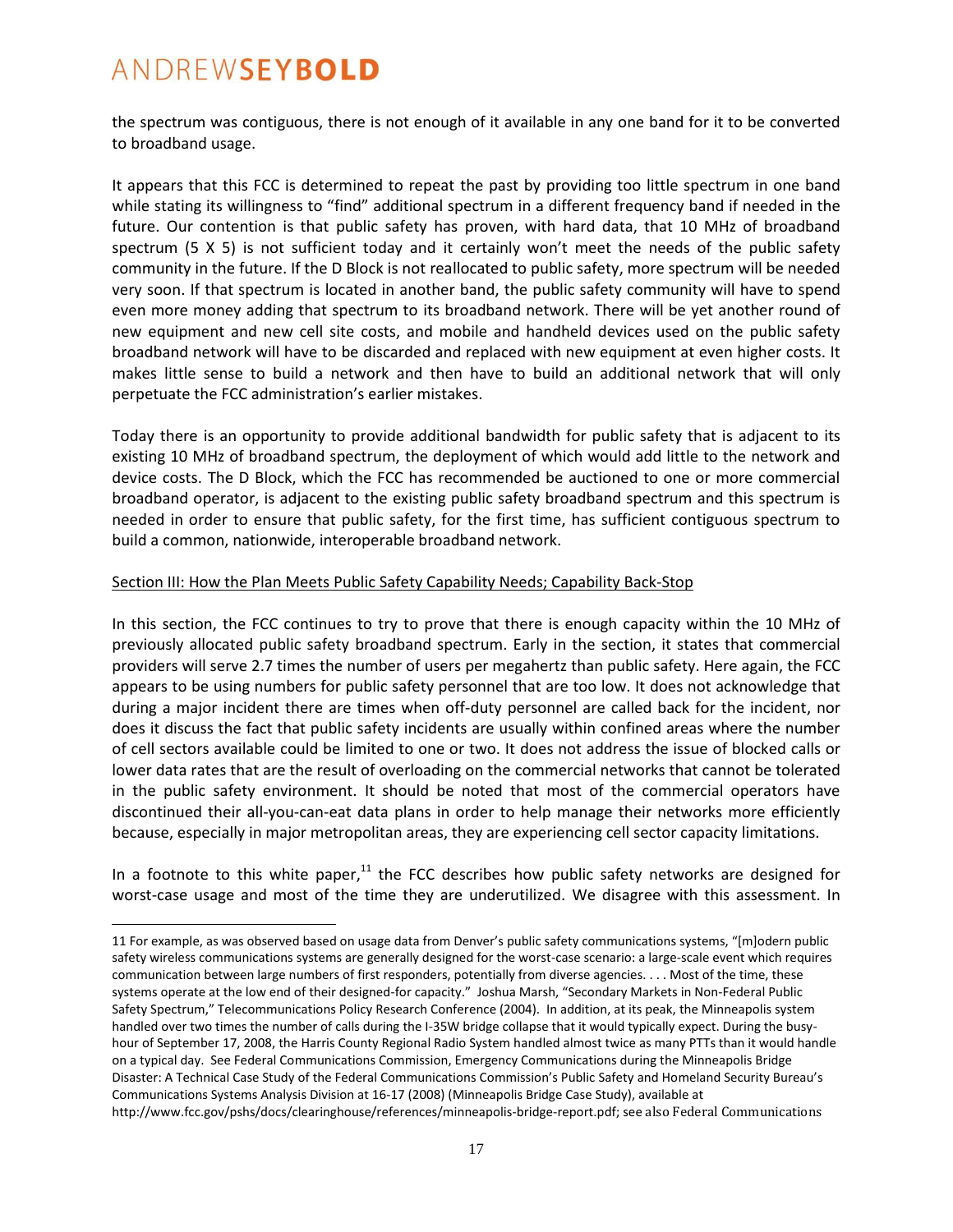the spectrum was contiguous, there is not enough of it available in any one band for it to be converted to broadband usage.

It appears that this FCC is determined to repeat the past by providing too little spectrum in one band while stating its willingness to "find" additional spectrum in a different frequency band if needed in the future. Our contention is that public safety has proven, with hard data, that 10 MHz of broadband spectrum (5 X 5) is not sufficient today and it certainly won't meet the needs of the public safety community in the future. If the D Block is not reallocated to public safety, more spectrum will be needed very soon. If that spectrum is located in another band, the public safety community will have to spend even more money adding that spectrum to its broadband network. There will be yet another round of new equipment and new cell site costs, and mobile and handheld devices used on the public safety broadband network will have to be discarded and replaced with new equipment at even higher costs. It makes little sense to build a network and then have to build an additional network that will only perpetuate the FCC administration's earlier mistakes.

Today there is an opportunity to provide additional bandwidth for public safety that is adjacent to its existing 10 MHz of broadband spectrum, the deployment of which would add little to the network and device costs. The D Block, which the FCC has recommended be auctioned to one or more commercial broadband operator, is adjacent to the existing public safety broadband spectrum and this spectrum is needed in order to ensure that public safety, for the first time, has sufficient contiguous spectrum to build a common, nationwide, interoperable broadband network.

Section III: How the Plan Meets Public Safety Capability Needs; Capability Back-Stop

In this section, the FCC continues to try to prove that there is enough capacity within the 10 MHz of previously allocated public safety broadband spectrum. Early in the section, it states that commercial providers will serve 2.7 times the number of users per megahertz than public safety. Here again, the FCC appears to be using numbers for public safety personnel that are too low. It does not acknowledge that during a major incident there are times when off-duty personnel are called back for the incident, nor does it discuss the fact that public safety incidents are usually within confined areas where the number of cell sectors available could be limited to one or two. It does not address the issue of blocked calls or lower data rates that are the result of overloading on the commercial networks that cannot be tolerated in the public safety environment. It should be noted that most of the commercial operators have discontinued their all-you-can-eat data plans in order to help manage their networks more efficiently because, especially in major metropolitan areas, they are experiencing cell sector capacity limitations.

In a footnote to this white paper,[11] the FCC describes how public safety networks are designed for worst-case usage and most of the time they are underutilized. We disagree with this assessment. In

---

11 For example, as was observed based on usage data from Denver's public safety communications systems, "[m]odern public safety wireless communications systems are generally designed for the worst-case scenario: a large-scale event which requires communication between large numbers of first responders, potentially from diverse agencies. . . . Most of the time, these systems operate at the low end of their designed-for capacity." Joshua Marsh, "Secondary Markets in Non-Federal Public Safety Spectrum," Telecommunications Policy Research Conference (2004). In addition, at its peak, the Minneapolis system handled over two times the number of calls during the I-35W bridge collapse that it would typically expect. During the busy-hour of September 17, 2008, the Harris County Regional Radio System handled almost twice as many PTTs than it would handle on a typical day. See Federal Communications Commission, Emergency Communications during the Minneapolis Bridge Disaster: A Technical Case Study of the Federal Communications Commission's Public Safety and Homeland Security Bureau's Communications Systems Analysis Division at 16-17 (2008) (Minneapolis Bridge Case Study), available at http://www.fcc.gov/pshs/docs/clearinghouse/references/minneapolis-bridge-report.pdf; see also Federal Communications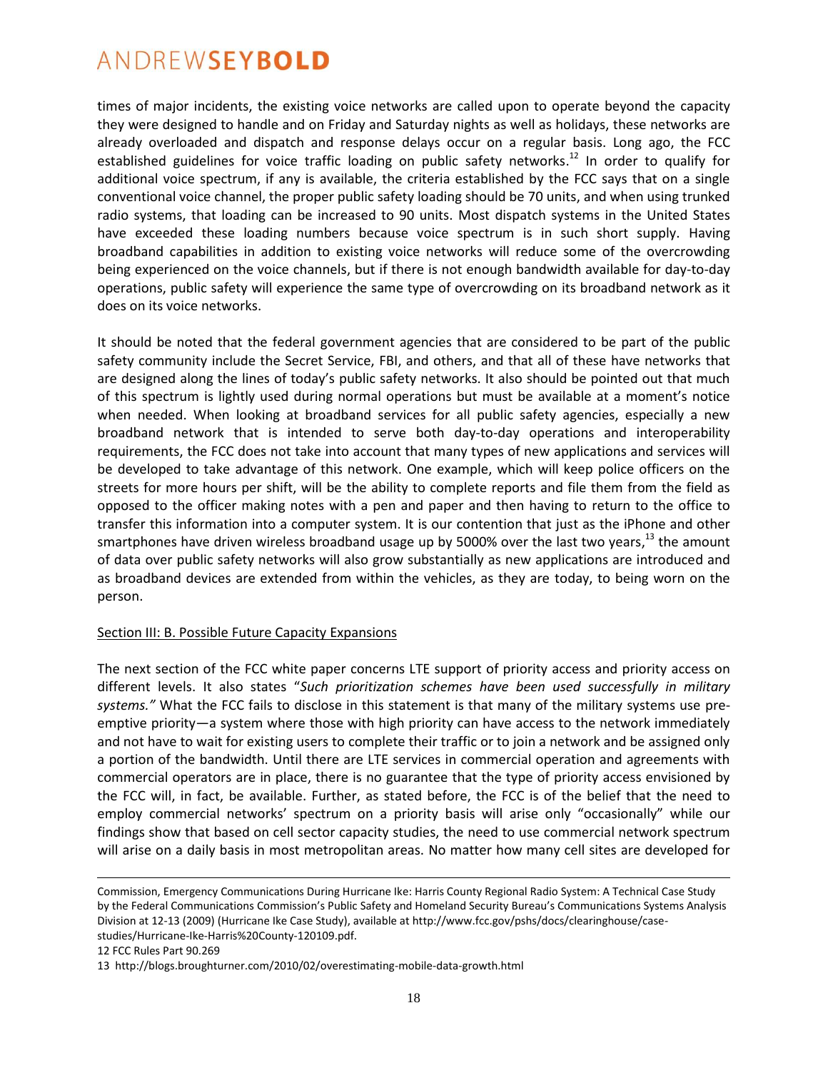times of major incidents, the existing voice networks are called upon to operate beyond the capacity they were designed to handle and on Friday and Saturday nights as well as holidays, these networks are already overloaded and dispatch and response delays occur on a regular basis. Long ago, the FCC established guidelines for voice traffic loading on public safety networks.[12] In order to qualify for additional voice spectrum, if any is available, the criteria established by the FCC says that on a single conventional voice channel, the proper public safety loading should be 70 units, and when using trunked radio systems, that loading can be increased to 90 units. Most dispatch systems in the United States have exceeded these loading numbers because voice spectrum is in such short supply. Having broadband capabilities in addition to existing voice networks will reduce some of the overcrowding being experienced on the voice channels, but if there is not enough bandwidth available for day-to-day operations, public safety will experience the same type of overcrowding on its broadband network as it does on its voice networks.

It should be noted that the federal government agencies that are considered to be part of the public safety community include the Secret Service, FBI, and others, and that all of these have networks that are designed along the lines of today's public safety networks. It also should be pointed out that much of this spectrum is lightly used during normal operations but must be available at a moment's notice when needed. When looking at broadband services for all public safety agencies, especially a new broadband network that is intended to serve both day-to-day operations and interoperability requirements, the FCC does not take into account that many types of new applications and services will be developed to take advantage of this network. One example, which will keep police officers on the streets for more hours per shift, will be the ability to complete reports and file them from the field as opposed to the officer making notes with a pen and paper and then having to return to the office to transfer this information into a computer system. It is our contention that just as the iPhone and other smartphones have driven wireless broadband usage up by 5000% over the last two years,[13] the amount of data over public safety networks will also grow substantially as new applications are introduced and as broadband devices are extended from within the vehicles, as they are today, to being worn on the person.

Section III: B. Possible Future Capacity Expansions

The next section of the FCC white paper concerns LTE support of priority access and priority access on different levels. It also states "*Such prioritization schemes have been used successfully in military systems.*" What the FCC fails to disclose in this statement is that many of the military systems use pre-emptive priority—a system where those with high priority can have access to the network immediately and not have to wait for existing users to complete their traffic or to join a network and be assigned only a portion of the bandwidth. Until there are LTE services in commercial operation and agreements with commercial operators are in place, there is no guarantee that the type of priority access envisioned by the FCC will, in fact, be available. Further, as stated before, the FCC is of the belief that the need to employ commercial networks' spectrum on a priority basis will arise only "occasionally" while our findings show that based on cell sector capacity studies, the need to use commercial network spectrum will arise on a daily basis in most metropolitan areas. No matter how many cell sites are developed for

---

Commission, Emergency Communications During Hurricane Ike: Harris County Regional Radio System: A Technical Case Study by the Federal Communications Commission's Public Safety and Homeland Security Bureau's Communications Systems Analysis Division at 12-13 (2009) (Hurricane Ike Case Study), available at http://www.fcc.gov/pshs/docs/clearinghouse/case-studies/Hurricane-Ike-Harris%20County-120109.pdf.

12 FCC Rules Part 90.269

13 http://blogs.broughturner.com/2010/02/overestimating-mobile-data-growth.html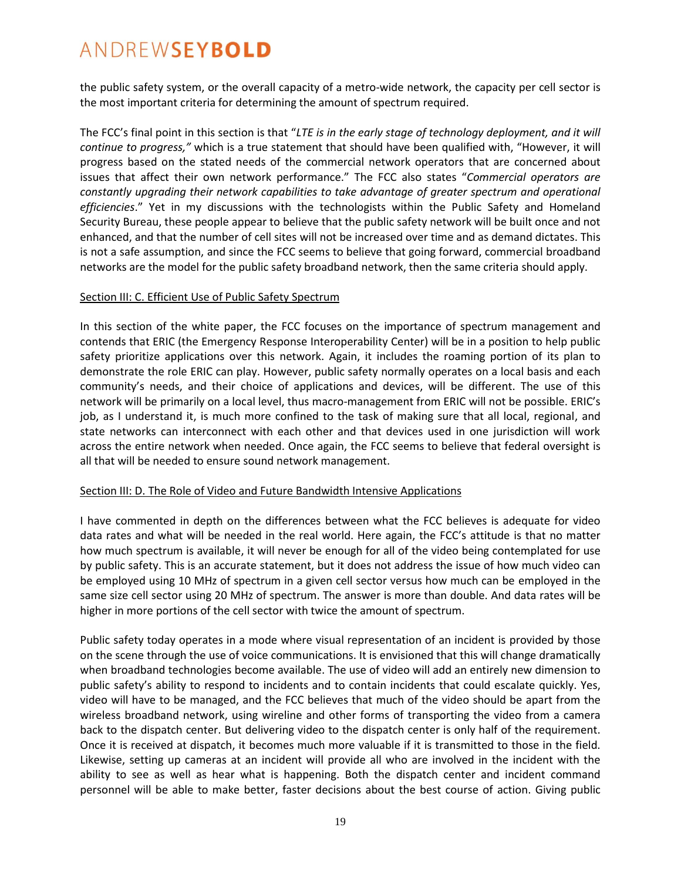the public safety system, or the overall capacity of a metro-wide network, the capacity per cell sector is the most important criteria for determining the amount of spectrum required.

The FCC's final point in this section is that "*LTE is in the early stage of technology deployment, and it will continue to progress,*" which is a true statement that should have been qualified with, "However, it will progress based on the stated needs of the commercial network operators that are concerned about issues that affect their own network performance." The FCC also states "*Commercial operators are constantly upgrading their network capabilities to take advantage of greater spectrum and operational efficiencies*." Yet in my discussions with the technologists within the Public Safety and Homeland Security Bureau, these people appear to believe that the public safety network will be built once and not enhanced, and that the number of cell sites will not be increased over time and as demand dictates. This is not a safe assumption, and since the FCC seems to believe that going forward, commercial broadband networks are the model for the public safety broadband network, then the same criteria should apply.

<u>Section III: C. Efficient Use of Public Safety Spectrum</u>

In this section of the white paper, the FCC focuses on the importance of spectrum management and contends that ERIC (the Emergency Response Interoperability Center) will be in a position to help public safety prioritize applications over this network. Again, it includes the roaming portion of its plan to demonstrate the role ERIC can play. However, public safety normally operates on a local basis and each community's needs, and their choice of applications and devices, will be different. The use of this network will be primarily on a local level, thus macro-management from ERIC will not be possible. ERIC's job, as I understand it, is much more confined to the task of making sure that all local, regional, and state networks can interconnect with each other and that devices used in one jurisdiction will work across the entire network when needed. Once again, the FCC seems to believe that federal oversight is all that will be needed to ensure sound network management.

<u>Section III: D. The Role of Video and Future Bandwidth Intensive Applications</u>

I have commented in depth on the differences between what the FCC believes is adequate for video data rates and what will be needed in the real world. Here again, the FCC's attitude is that no matter how much spectrum is available, it will never be enough for all of the video being contemplated for use by public safety. This is an accurate statement, but it does not address the issue of how much video can be employed using 10 MHz of spectrum in a given cell sector versus how much can be employed in the same size cell sector using 20 MHz of spectrum. The answer is more than double. And data rates will be higher in more portions of the cell sector with twice the amount of spectrum.

Public safety today operates in a mode where visual representation of an incident is provided by those on the scene through the use of voice communications. It is envisioned that this will change dramatically when broadband technologies become available. The use of video will add an entirely new dimension to public safety's ability to respond to incidents and to contain incidents that could escalate quickly. Yes, video will have to be managed, and the FCC believes that much of the video should be apart from the wireless broadband network, using wireline and other forms of transporting the video from a camera back to the dispatch center. But delivering video to the dispatch center is only half of the requirement. Once it is received at dispatch, it becomes much more valuable if it is transmitted to those in the field. Likewise, setting up cameras at an incident will provide all who are involved in the incident with the ability to see as well as hear what is happening. Both the dispatch center and incident command personnel will be able to make better, faster decisions about the best course of action. Giving public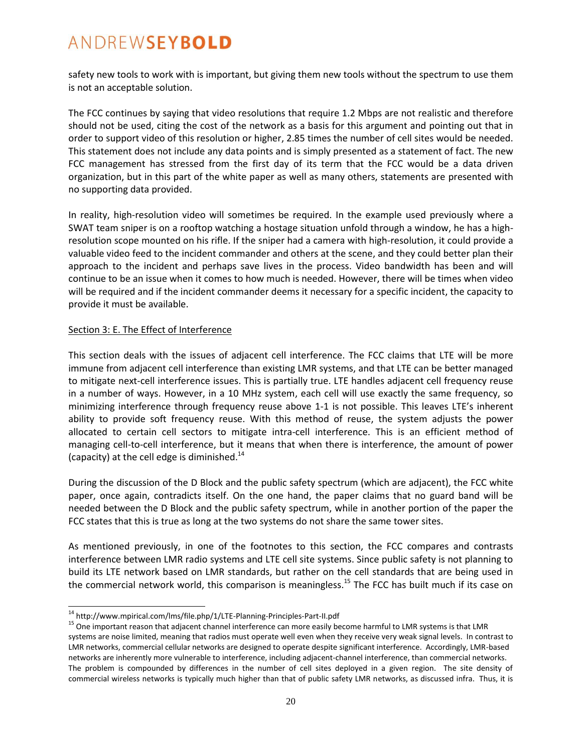safety new tools to work with is important, but giving them new tools without the spectrum to use them is not an acceptable solution.

The FCC continues by saying that video resolutions that require 1.2 Mbps are not realistic and therefore should not be used, citing the cost of the network as a basis for this argument and pointing out that in order to support video of this resolution or higher, 2.85 times the number of cell sites would be needed. This statement does not include any data points and is simply presented as a statement of fact. The new FCC management has stressed from the first day of its term that the FCC would be a data driven organization, but in this part of the white paper as well as many others, statements are presented with no supporting data provided.

In reality, high-resolution video will sometimes be required. In the example used previously where a SWAT team sniper is on a rooftop watching a hostage situation unfold through a window, he has a high-resolution scope mounted on his rifle. If the sniper had a camera with high-resolution, it could provide a valuable video feed to the incident commander and others at the scene, and they could better plan their approach to the incident and perhaps save lives in the process. Video bandwidth has been and will continue to be an issue when it comes to how much is needed. However, there will be times when video will be required and if the incident commander deems it necessary for a specific incident, the capacity to provide it must be available.

Section 3: E. The Effect of Interference

This section deals with the issues of adjacent cell interference. The FCC claims that LTE will be more immune from adjacent cell interference than existing LMR systems, and that LTE can be better managed to mitigate next-cell interference issues. This is partially true. LTE handles adjacent cell frequency reuse in a number of ways. However, in a 10 MHz system, each cell will use exactly the same frequency, so minimizing interference through frequency reuse above 1-1 is not possible. This leaves LTE's inherent ability to provide soft frequency reuse. With this method of reuse, the system adjusts the power allocated to certain cell sectors to mitigate intra-cell interference. This is an efficient method of managing cell-to-cell interference, but it means that when there is interference, the amount of power (capacity) at the cell edge is diminished.[14]

During the discussion of the D Block and the public safety spectrum (which are adjacent), the FCC white paper, once again, contradicts itself. On the one hand, the paper claims that no guard band will be needed between the D Block and the public safety spectrum, while in another portion of the paper the FCC states that this is true as long at the two systems do not share the same tower sites.

As mentioned previously, in one of the footnotes to this section, the FCC compares and contrasts interference between LMR radio systems and LTE cell site systems. Since public safety is not planning to build its LTE network based on LMR standards, but rather on the cell standards that are being used in the commercial network world, this comparison is meaningless.[15] The FCC has built much if its case on

[14] http://www.mpirical.com/lms/file.php/1/LTE-Planning-Principles-Part-II.pdf

[15] One important reason that adjacent channel interference can more easily become harmful to LMR systems is that LMR systems are noise limited, meaning that radios must operate well even when they receive very weak signal levels. In contrast to LMR networks, commercial cellular networks are designed to operate despite significant interference. Accordingly, LMR-based networks are inherently more vulnerable to interference, including adjacent-channel interference, than commercial networks. The problem is compounded by differences in the number of cell sites deployed in a given region. The site density of commercial wireless networks is typically much higher than that of public safety LMR networks, as discussed infra. Thus, it is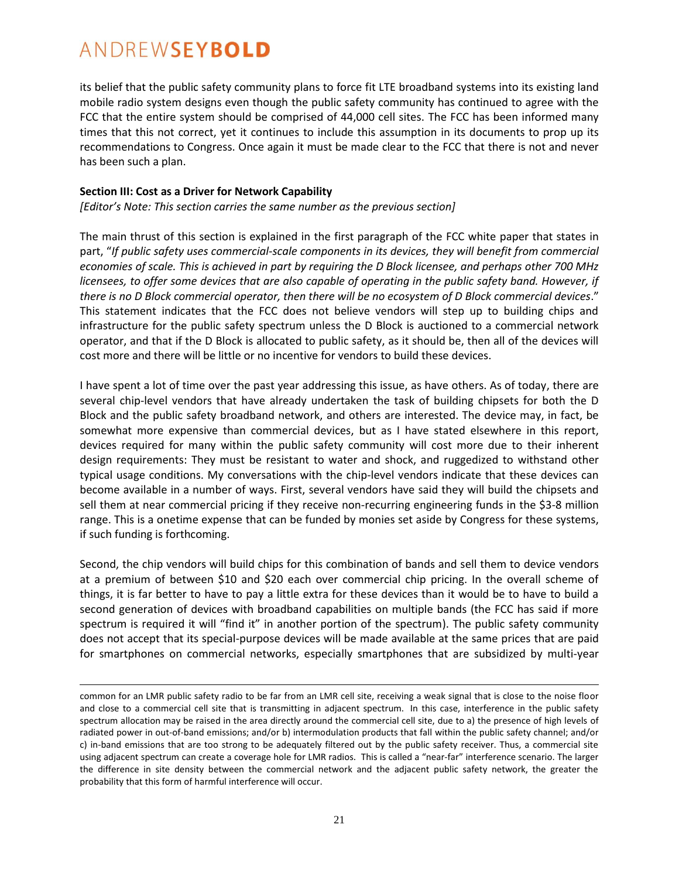its belief that the public safety community plans to force fit LTE broadband systems into its existing land mobile radio system designs even though the public safety community has continued to agree with the FCC that the entire system should be comprised of 44,000 cell sites. The FCC has been informed many times that this not correct, yet it continues to include this assumption in its documents to prop up its recommendations to Congress. Once again it must be made clear to the FCC that there is not and never has been such a plan.

**Section III: Cost as a Driver for Network Capability**

*[Editor's Note: This section carries the same number as the previous section]*

The main thrust of this section is explained in the first paragraph of the FCC white paper that states in part, "*If public safety uses commercial-scale components in its devices, they will benefit from commercial economies of scale. This is achieved in part by requiring the D Block licensee, and perhaps other 700 MHz licensees, to offer some devices that are also capable of operating in the public safety band. However, if there is no D Block commercial operator, then there will be no ecosystem of D Block commercial devices*." This statement indicates that the FCC does not believe vendors will step up to building chips and infrastructure for the public safety spectrum unless the D Block is auctioned to a commercial network operator, and that if the D Block is allocated to public safety, as it should be, then all of the devices will cost more and there will be little or no incentive for vendors to build these devices.

I have spent a lot of time over the past year addressing this issue, as have others. As of today, there are several chip-level vendors that have already undertaken the task of building chipsets for both the D Block and the public safety broadband network, and others are interested. The device may, in fact, be somewhat more expensive than commercial devices, but as I have stated elsewhere in this report, devices required for many within the public safety community will cost more due to their inherent design requirements: They must be resistant to water and shock, and ruggedized to withstand other typical usage conditions. My conversations with the chip-level vendors indicate that these devices can become available in a number of ways. First, several vendors have said they will build the chipsets and sell them at near commercial pricing if they receive non-recurring engineering funds in the $3-8 million range. This is a onetime expense that can be funded by monies set aside by Congress for these systems, if such funding is forthcoming.

Second, the chip vendors will build chips for this combination of bands and sell them to device vendors at a premium of between $10 and $20 each over commercial chip pricing. In the overall scheme of things, it is far better to have to pay a little extra for these devices than it would be to have to build a second generation of devices with broadband capabilities on multiple bands (the FCC has said if more spectrum is required it will "find it" in another portion of the spectrum). The public safety community does not accept that its special-purpose devices will be made available at the same prices that are paid for smartphones on commercial networks, especially smartphones that are subsidized by multi-year

---

common for an LMR public safety radio to be far from an LMR cell site, receiving a weak signal that is close to the noise floor and close to a commercial cell site that is transmitting in adjacent spectrum. In this case, interference in the public safety spectrum allocation may be raised in the area directly around the commercial cell site, due to a) the presence of high levels of radiated power in out-of-band emissions; and/or b) intermodulation products that fall within the public safety channel; and/or c) in-band emissions that are too strong to be adequately filtered out by the public safety receiver. Thus, a commercial site using adjacent spectrum can create a coverage hole for LMR radios. This is called a "near-far" interference scenario. The larger the difference in site density between the commercial network and the adjacent public safety network, the greater the probability that this form of harmful interference will occur.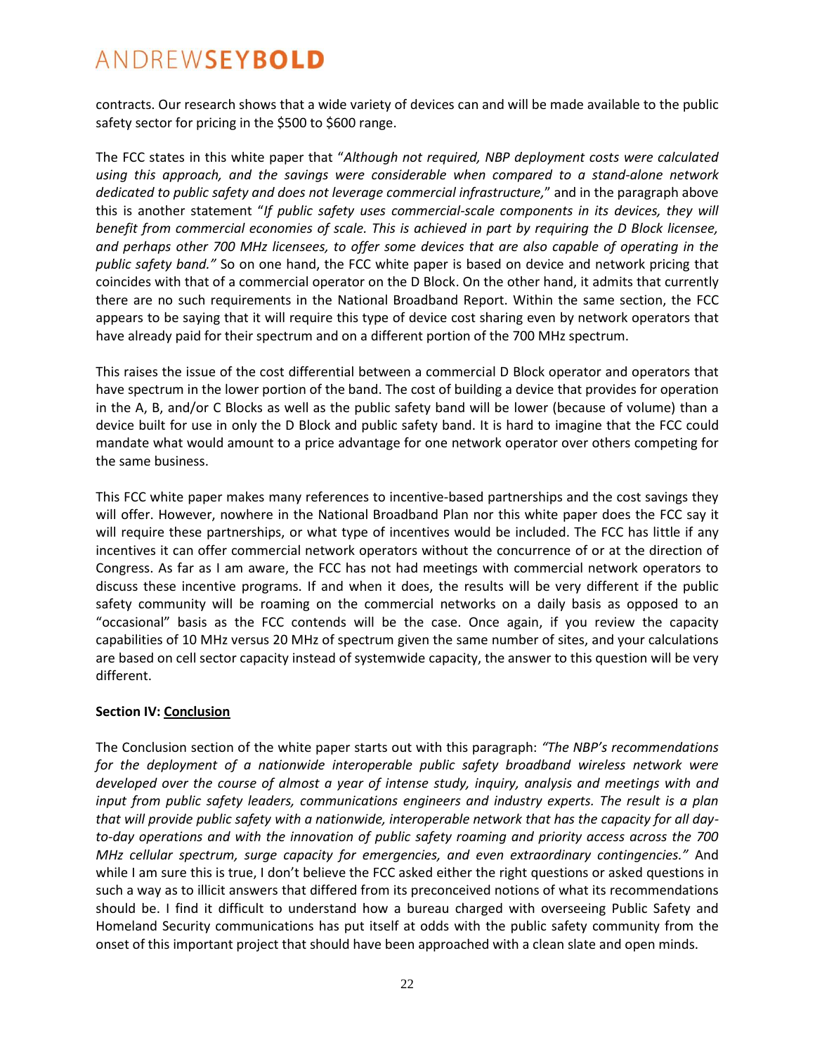contracts. Our research shows that a wide variety of devices can and will be made available to the public safety sector for pricing in the $500 to $600 range.

The FCC states in this white paper that "*Although not required, NBP deployment costs were calculated using this approach, and the savings were considerable when compared to a stand-alone network dedicated to public safety and does not leverage commercial infrastructure,*" and in the paragraph above this is another statement "*If public safety uses commercial-scale components in its devices, they will benefit from commercial economies of scale. This is achieved in part by requiring the D Block licensee, and perhaps other 700 MHz licensees, to offer some devices that are also capable of operating in the public safety band.*" So on one hand, the FCC white paper is based on device and network pricing that coincides with that of a commercial operator on the D Block. On the other hand, it admits that currently there are no such requirements in the National Broadband Report. Within the same section, the FCC appears to be saying that it will require this type of device cost sharing even by network operators that have already paid for their spectrum and on a different portion of the 700 MHz spectrum.

This raises the issue of the cost differential between a commercial D Block operator and operators that have spectrum in the lower portion of the band. The cost of building a device that provides for operation in the A, B, and/or C Blocks as well as the public safety band will be lower (because of volume) than a device built for use in only the D Block and public safety band. It is hard to imagine that the FCC could mandate what would amount to a price advantage for one network operator over others competing for the same business.

This FCC white paper makes many references to incentive-based partnerships and the cost savings they will offer. However, nowhere in the National Broadband Plan nor this white paper does the FCC say it will require these partnerships, or what type of incentives would be included. The FCC has little if any incentives it can offer commercial network operators without the concurrence of or at the direction of Congress. As far as I am aware, the FCC has not had meetings with commercial network operators to discuss these incentive programs. If and when it does, the results will be very different if the public safety community will be roaming on the commercial networks on a daily basis as opposed to an "occasional" basis as the FCC contends will be the case. Once again, if you review the capacity capabilities of 10 MHz versus 20 MHz of spectrum given the same number of sites, and your calculations are based on cell sector capacity instead of systemwide capacity, the answer to this question will be very different.

**Section IV: <u>Conclusion</u>**

The Conclusion section of the white paper starts out with this paragraph: *"The NBP's recommendations for the deployment of a nationwide interoperable public safety broadband wireless network were developed over the course of almost a year of intense study, inquiry, analysis and meetings with and input from public safety leaders, communications engineers and industry experts. The result is a plan that will provide public safety with a nationwide, interoperable network that has the capacity for all day-to-day operations and with the innovation of public safety roaming and priority access across the 700 MHz cellular spectrum, surge capacity for emergencies, and even extraordinary contingencies."* And while I am sure this is true, I don't believe the FCC asked either the right questions or asked questions in such a way as to illicit answers that differed from its preconceived notions of what its recommendations should be. I find it difficult to understand how a bureau charged with overseeing Public Safety and Homeland Security communications has put itself at odds with the public safety community from the onset of this important project that should have been approached with a clean slate and open minds.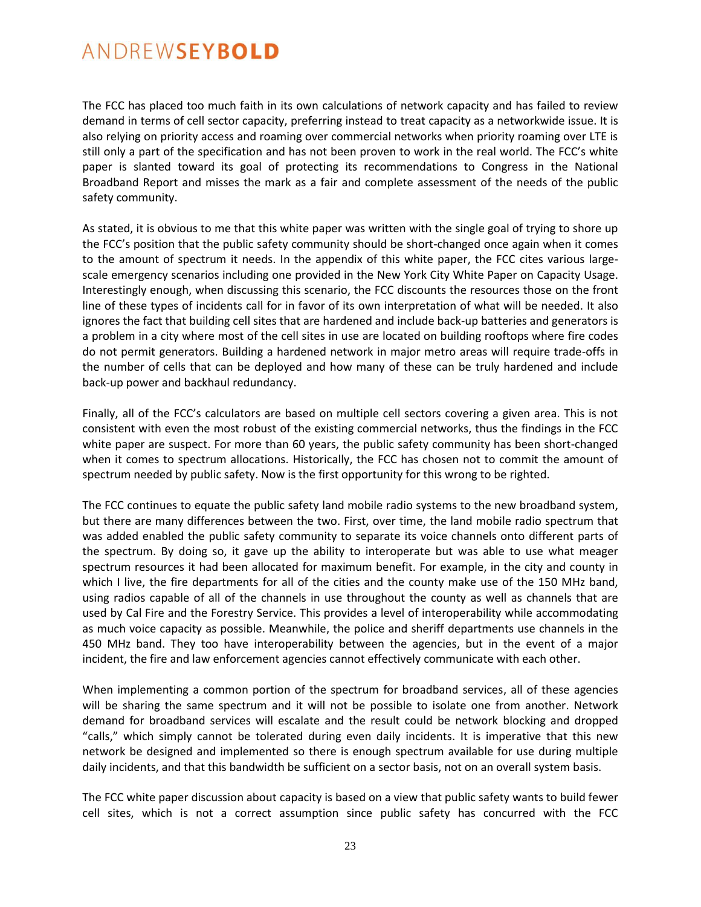The FCC has placed too much faith in its own calculations of network capacity and has failed to review demand in terms of cell sector capacity, preferring instead to treat capacity as a networkwide issue. It is also relying on priority access and roaming over commercial networks when priority roaming over LTE is still only a part of the specification and has not been proven to work in the real world. The FCC's white paper is slanted toward its goal of protecting its recommendations to Congress in the National Broadband Report and misses the mark as a fair and complete assessment of the needs of the public safety community.

As stated, it is obvious to me that this white paper was written with the single goal of trying to shore up the FCC's position that the public safety community should be short-changed once again when it comes to the amount of spectrum it needs. In the appendix of this white paper, the FCC cites various large-scale emergency scenarios including one provided in the New York City White Paper on Capacity Usage. Interestingly enough, when discussing this scenario, the FCC discounts the resources those on the front line of these types of incidents call for in favor of its own interpretation of what will be needed. It also ignores the fact that building cell sites that are hardened and include back-up batteries and generators is a problem in a city where most of the cell sites in use are located on building rooftops where fire codes do not permit generators. Building a hardened network in major metro areas will require trade-offs in the number of cells that can be deployed and how many of these can be truly hardened and include back-up power and backhaul redundancy.

Finally, all of the FCC's calculators are based on multiple cell sectors covering a given area. This is not consistent with even the most robust of the existing commercial networks, thus the findings in the FCC white paper are suspect. For more than 60 years, the public safety community has been short-changed when it comes to spectrum allocations. Historically, the FCC has chosen not to commit the amount of spectrum needed by public safety. Now is the first opportunity for this wrong to be righted.

The FCC continues to equate the public safety land mobile radio systems to the new broadband system, but there are many differences between the two. First, over time, the land mobile radio spectrum that was added enabled the public safety community to separate its voice channels onto different parts of the spectrum. By doing so, it gave up the ability to interoperate but was able to use what meager spectrum resources it had been allocated for maximum benefit. For example, in the city and county in which I live, the fire departments for all of the cities and the county make use of the 150 MHz band, using radios capable of all of the channels in use throughout the county as well as channels that are used by Cal Fire and the Forestry Service. This provides a level of interoperability while accommodating as much voice capacity as possible. Meanwhile, the police and sheriff departments use channels in the 450 MHz band. They too have interoperability between the agencies, but in the event of a major incident, the fire and law enforcement agencies cannot effectively communicate with each other.

When implementing a common portion of the spectrum for broadband services, all of these agencies will be sharing the same spectrum and it will not be possible to isolate one from another. Network demand for broadband services will escalate and the result could be network blocking and dropped "calls," which simply cannot be tolerated during even daily incidents. It is imperative that this new network be designed and implemented so there is enough spectrum available for use during multiple daily incidents, and that this bandwidth be sufficient on a sector basis, not on an overall system basis.

The FCC white paper discussion about capacity is based on a view that public safety wants to build fewer cell sites, which is not a correct assumption since public safety has concurred with the FCC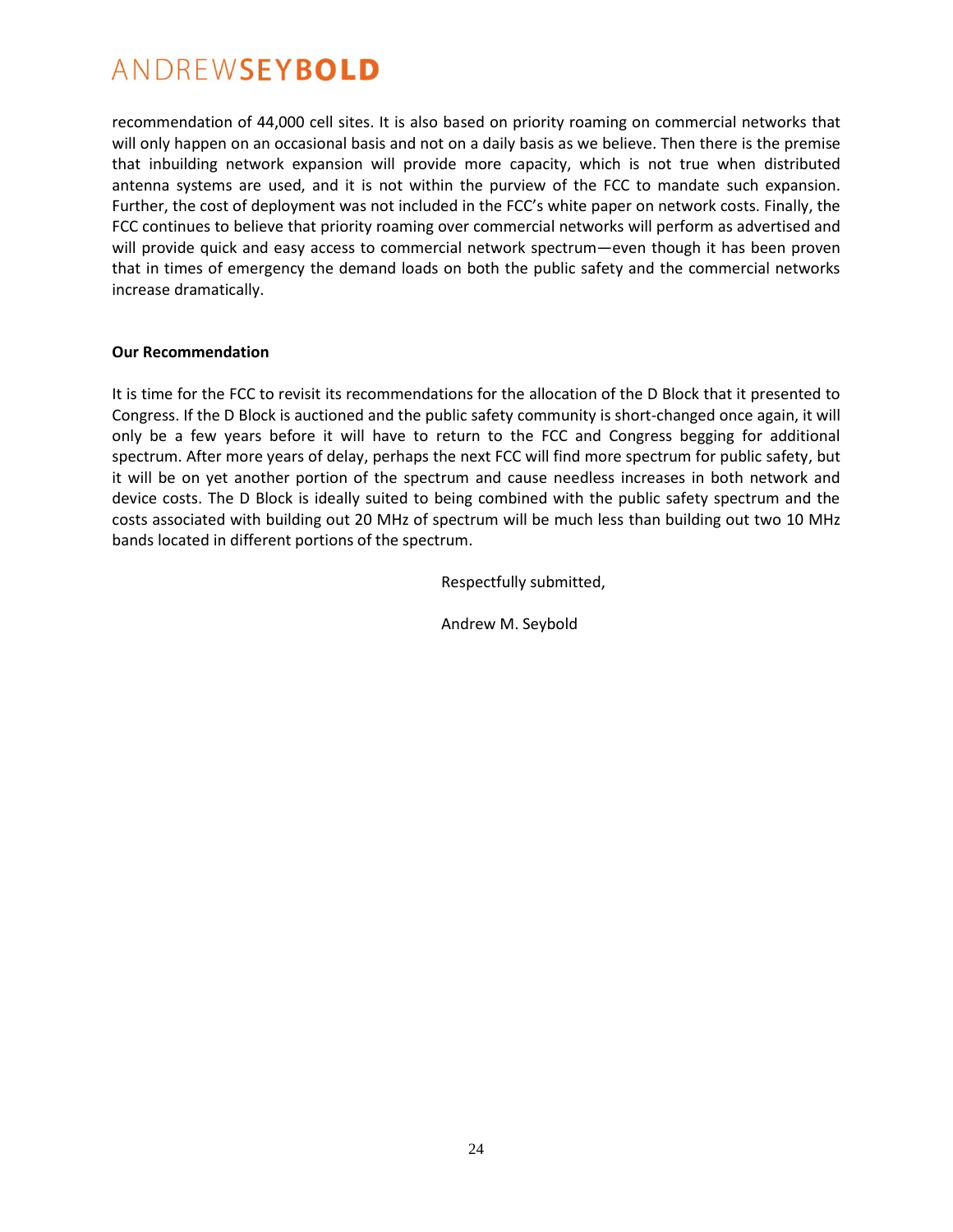recommendation of 44,000 cell sites. It is also based on priority roaming on commercial networks that will only happen on an occasional basis and not on a daily basis as we believe. Then there is the premise that inbuilding network expansion will provide more capacity, which is not true when distributed antenna systems are used, and it is not within the purview of the FCC to mandate such expansion. Further, the cost of deployment was not included in the FCC's white paper on network costs. Finally, the FCC continues to believe that priority roaming over commercial networks will perform as advertised and will provide quick and easy access to commercial network spectrum—even though it has been proven that in times of emergency the demand loads on both the public safety and the commercial networks increase dramatically.

**Our Recommendation**

It is time for the FCC to revisit its recommendations for the allocation of the D Block that it presented to Congress. If the D Block is auctioned and the public safety community is short-changed once again, it will only be a few years before it will have to return to the FCC and Congress begging for additional spectrum. After more years of delay, perhaps the next FCC will find more spectrum for public safety, but it will be on yet another portion of the spectrum and cause needless increases in both network and device costs. The D Block is ideally suited to being combined with the public safety spectrum and the costs associated with building out 20 MHz of spectrum will be much less than building out two 10 MHz bands located in different portions of the spectrum.

Respectfully submitted,

Andrew M. Seybold